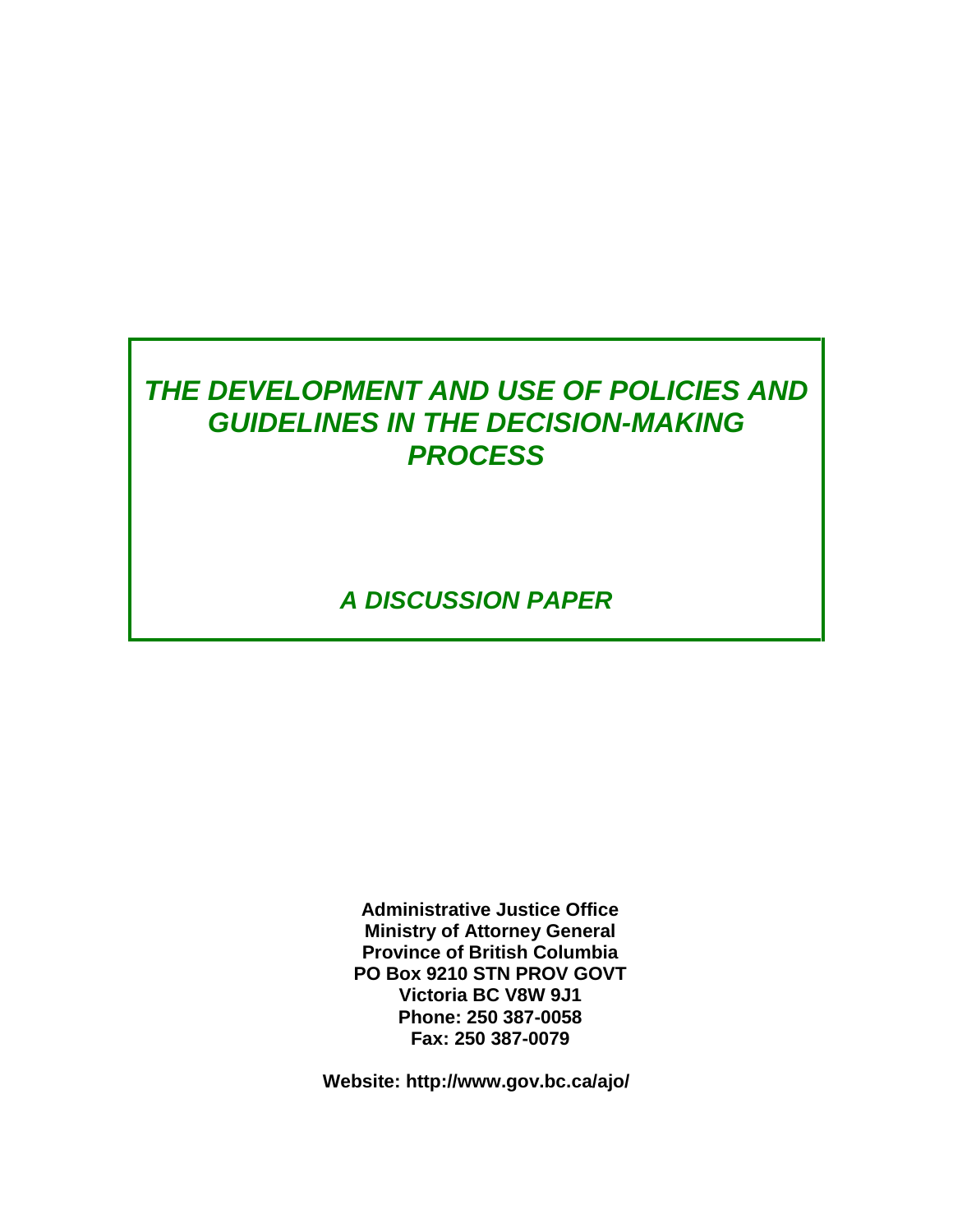# *THE DEVELOPMENT AND USE OF POLICIES AND GUIDELINES IN THE DECISION-MAKING PROCESS*

## *A DISCUSSION PAPER*

**Administrative Justice Office**
**Ministry of Attorney General**
**Province of British Columbia**
**PO Box 9210 STN PROV GOVT**
**Victoria BC V8W 9J1**
**Phone: 250 387-0058**
**Fax: 250 387-0079**

**Website: http://www.gov.bc.ca/ajo/**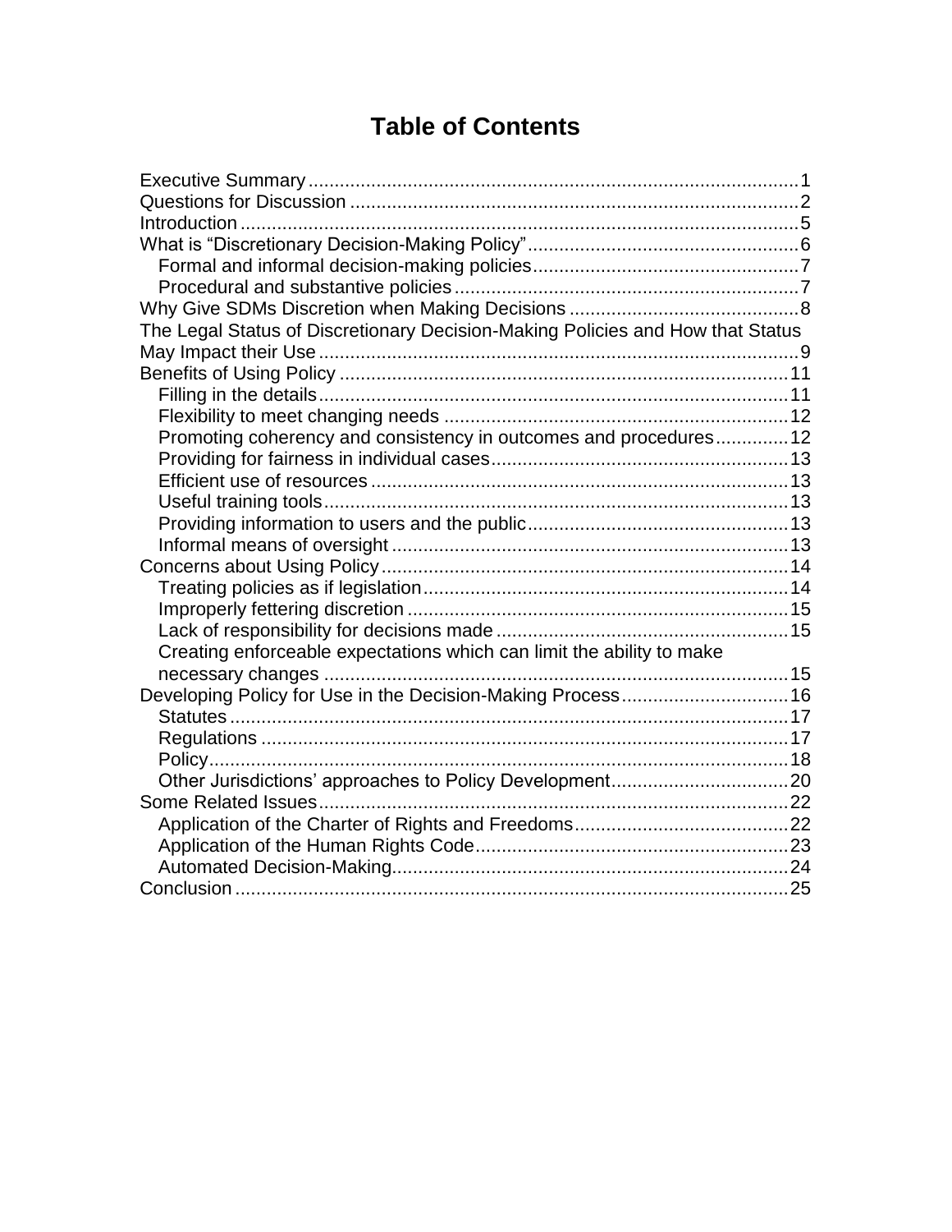# Table of Contents

- Executive Summary ..... 1
- Questions for Discussion ..... 2
- Introduction ..... 5
- What is "Discretionary Decision-Making Policy" ..... 6
  - Formal and informal decision-making policies ..... 7
  - Procedural and substantive policies ..... 7
- Why Give SDMs Discretion when Making Decisions ..... 8
- The Legal Status of Discretionary Decision-Making Policies and How that Status May Impact their Use ..... 9
- Benefits of Using Policy ..... 11
  - Filling in the details ..... 11
  - Flexibility to meet changing needs ..... 12
  - Promoting coherency and consistency in outcomes and procedures ..... 12
  - Providing for fairness in individual cases ..... 13
  - Efficient use of resources ..... 13
  - Useful training tools ..... 13
  - Providing information to users and the public ..... 13
  - Informal means of oversight ..... 13
- Concerns about Using Policy ..... 14
  - Treating policies as if legislation ..... 14
  - Improperly fettering discretion ..... 15
  - Lack of responsibility for decisions made ..... 15
  - Creating enforceable expectations which can limit the ability to make necessary changes ..... 15
- Developing Policy for Use in the Decision-Making Process ..... 16
  - Statutes ..... 17
  - Regulations ..... 17
  - Policy ..... 18
  - Other Jurisdictions' approaches to Policy Development ..... 20
- Some Related Issues ..... 22
  - Application of the Charter of Rights and Freedoms ..... 22
  - Application of the Human Rights Code ..... 23
  - Automated Decision-Making ..... 24
- Conclusion ..... 25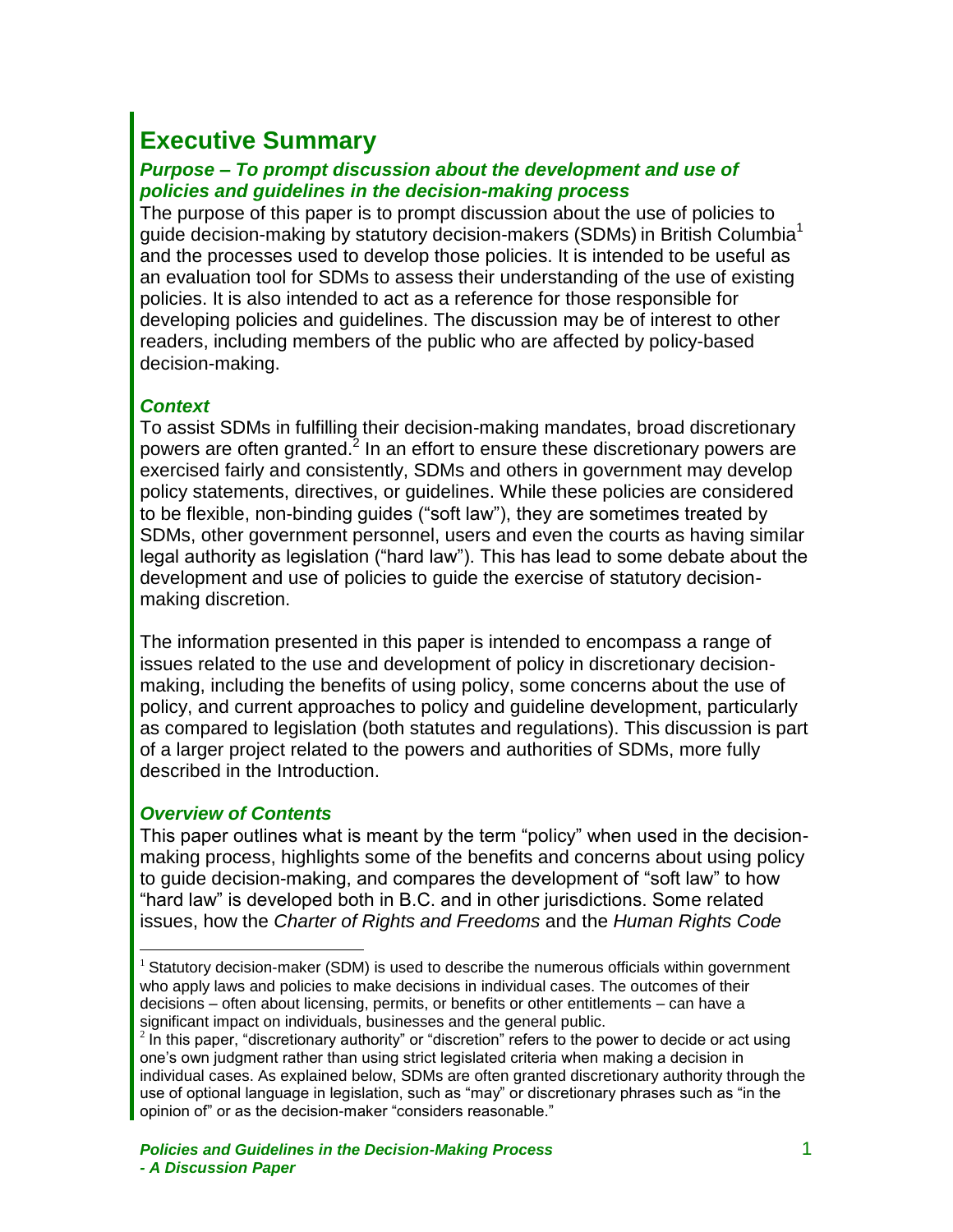# Executive Summary

### *Purpose – To prompt discussion about the development and use of policies and guidelines in the decision-making process*

The purpose of this paper is to prompt discussion about the use of policies to guide decision-making by statutory decision-makers (SDMs) in British Columbia[1] and the processes used to develop those policies. It is intended to be useful as an evaluation tool for SDMs to assess their understanding of the use of existing policies. It is also intended to act as a reference for those responsible for developing policies and guidelines. The discussion may be of interest to other readers, including members of the public who are affected by policy-based decision-making.

### *Context*

To assist SDMs in fulfilling their decision-making mandates, broad discretionary powers are often granted.[2] In an effort to ensure these discretionary powers are exercised fairly and consistently, SDMs and others in government may develop policy statements, directives, or guidelines. While these policies are considered to be flexible, non-binding guides ("soft law"), they are sometimes treated by SDMs, other government personnel, users and even the courts as having similar legal authority as legislation ("hard law"). This has lead to some debate about the development and use of policies to guide the exercise of statutory decision-making discretion.

The information presented in this paper is intended to encompass a range of issues related to the use and development of policy in discretionary decision-making, including the benefits of using policy, some concerns about the use of policy, and current approaches to policy and guideline development, particularly as compared to legislation (both statutes and regulations). This discussion is part of a larger project related to the powers and authorities of SDMs, more fully described in the Introduction.

### *Overview of Contents*

This paper outlines what is meant by the term "policy" when used in the decision-making process, highlights some of the benefits and concerns about using policy to guide decision-making, and compares the development of "soft law" to how "hard law" is developed both in B.C. and in other jurisdictions. Some related issues, how the *Charter of Rights and Freedoms* and the *Human Rights Code*

---

[1] Statutory decision-maker (SDM) is used to describe the numerous officials within government who apply laws and policies to make decisions in individual cases. The outcomes of their decisions – often about licensing, permits, or benefits or other entitlements – can have a significant impact on individuals, businesses and the general public.

[2] In this paper, "discretionary authority" or "discretion" refers to the power to decide or act using one's own judgment rather than using strict legislated criteria when making a decision in individual cases. As explained below, SDMs are often granted discretionary authority through the use of optional language in legislation, such as "may" or discretionary phrases such as "in the opinion of" or as the decision-maker "considers reasonable."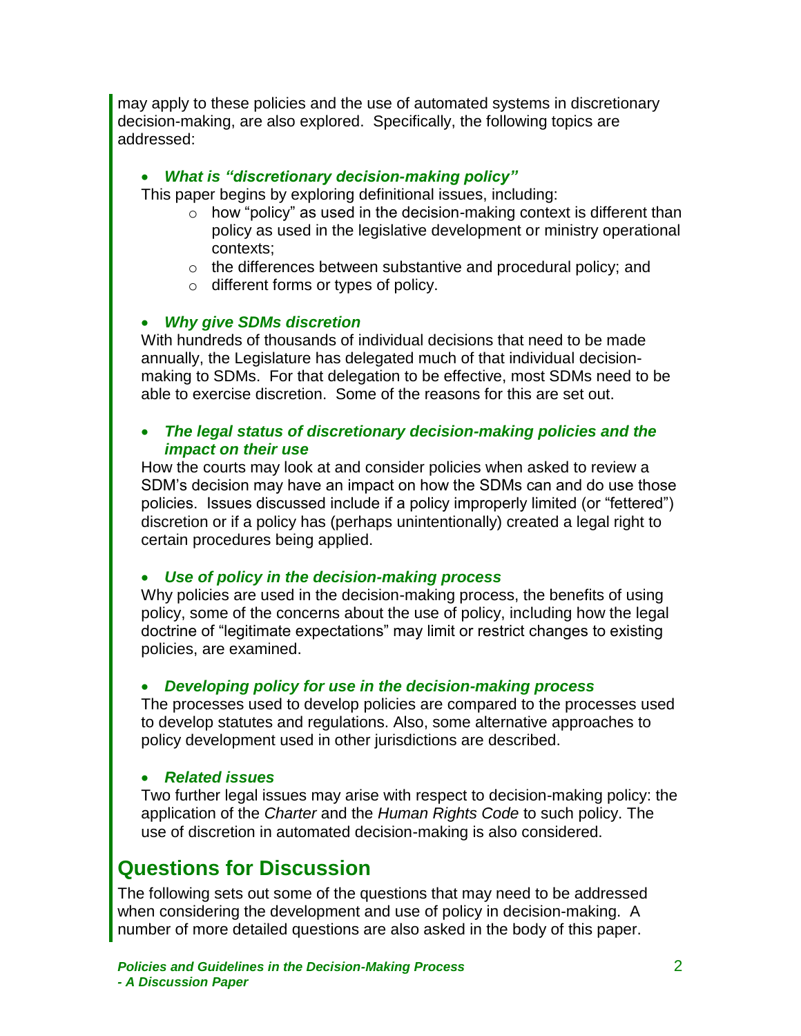may apply to these policies and the use of automated systems in discretionary decision-making, are also explored. Specifically, the following topics are addressed:

- ***What is "discretionary decision-making policy"***

  This paper begins by exploring definitional issues, including:
  - how "policy" as used in the decision-making context is different than policy as used in the legislative development or ministry operational contexts;
  - the differences between substantive and procedural policy; and
  - different forms or types of policy.

- ***Why give SDMs discretion***

  With hundreds of thousands of individual decisions that need to be made annually, the Legislature has delegated much of that individual decision-making to SDMs. For that delegation to be effective, most SDMs need to be able to exercise discretion. Some of the reasons for this are set out.

- ***The legal status of discretionary decision-making policies and the impact on their use***

  How the courts may look at and consider policies when asked to review a SDM's decision may have an impact on how the SDMs can and do use those policies. Issues discussed include if a policy improperly limited (or "fettered") discretion or if a policy has (perhaps unintentionally) created a legal right to certain procedures being applied.

- ***Use of policy in the decision-making process***

  Why policies are used in the decision-making process, the benefits of using policy, some of the concerns about the use of policy, including how the legal doctrine of "legitimate expectations" may limit or restrict changes to existing policies, are examined.

- ***Developing policy for use in the decision-making process***

  The processes used to develop policies are compared to the processes used to develop statutes and regulations. Also, some alternative approaches to policy development used in other jurisdictions are described.

- ***Related issues***

  Two further legal issues may arise with respect to decision-making policy: the application of the *Charter* and the *Human Rights Code* to such policy. The use of discretion in automated decision-making is also considered.

## Questions for Discussion

The following sets out some of the questions that may need to be addressed when considering the development and use of policy in decision-making. A number of more detailed questions are also asked in the body of this paper.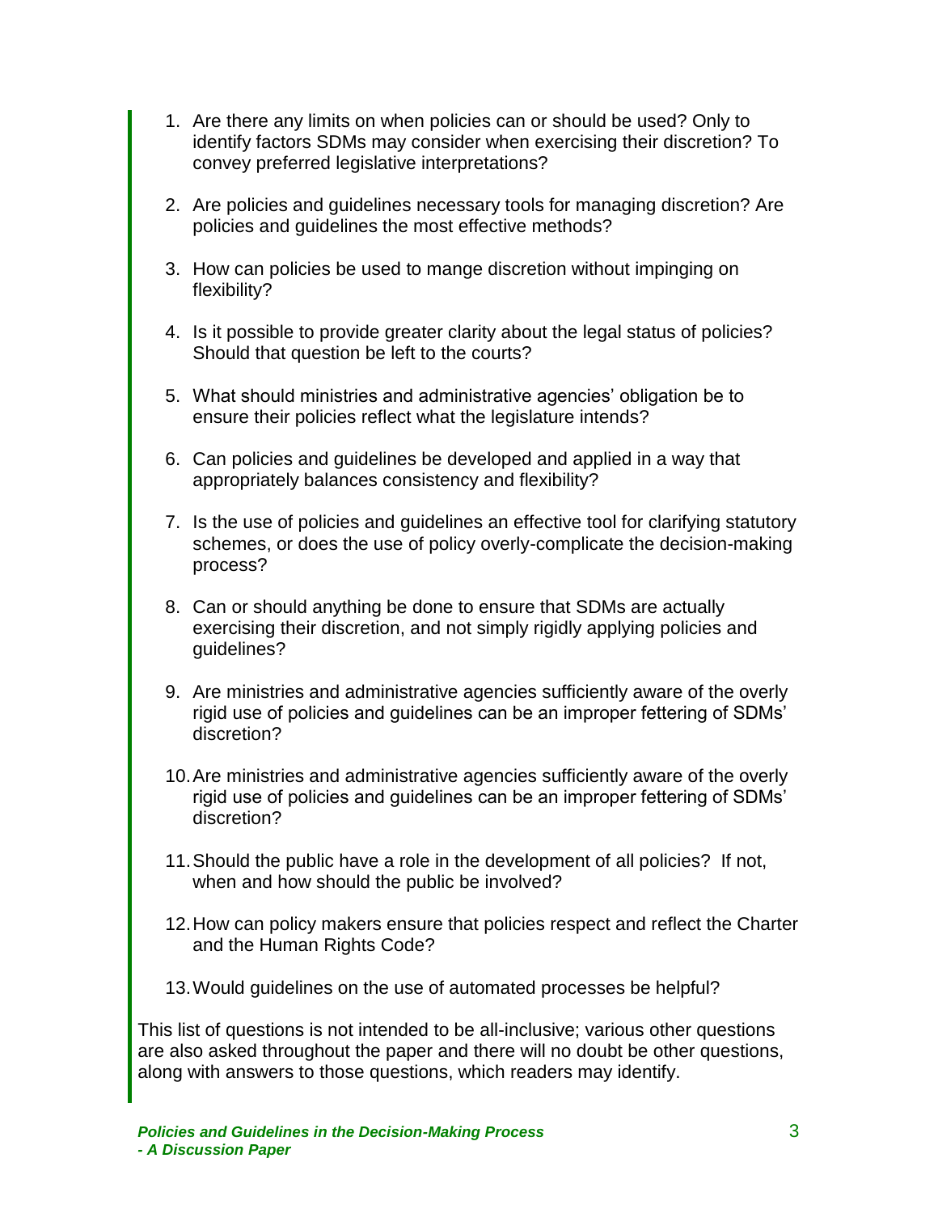1. Are there any limits on when policies can or should be used? Only to identify factors SDMs may consider when exercising their discretion? To convey preferred legislative interpretations?

2. Are policies and guidelines necessary tools for managing discretion? Are policies and guidelines the most effective methods?

3. How can policies be used to mange discretion without impinging on flexibility?

4. Is it possible to provide greater clarity about the legal status of policies? Should that question be left to the courts?

5. What should ministries and administrative agencies' obligation be to ensure their policies reflect what the legislature intends?

6. Can policies and guidelines be developed and applied in a way that appropriately balances consistency and flexibility?

7. Is the use of policies and guidelines an effective tool for clarifying statutory schemes, or does the use of policy overly-complicate the decision-making process?

8. Can or should anything be done to ensure that SDMs are actually exercising their discretion, and not simply rigidly applying policies and guidelines?

9. Are ministries and administrative agencies sufficiently aware of the overly rigid use of policies and guidelines can be an improper fettering of SDMs' discretion?

10. Are ministries and administrative agencies sufficiently aware of the overly rigid use of policies and guidelines can be an improper fettering of SDMs' discretion?

11. Should the public have a role in the development of all policies? If not, when and how should the public be involved?

12. How can policy makers ensure that policies respect and reflect the Charter and the Human Rights Code?

13. Would guidelines on the use of automated processes be helpful?

This list of questions is not intended to be all-inclusive; various other questions are also asked throughout the paper and there will no doubt be other questions, along with answers to those questions, which readers may identify.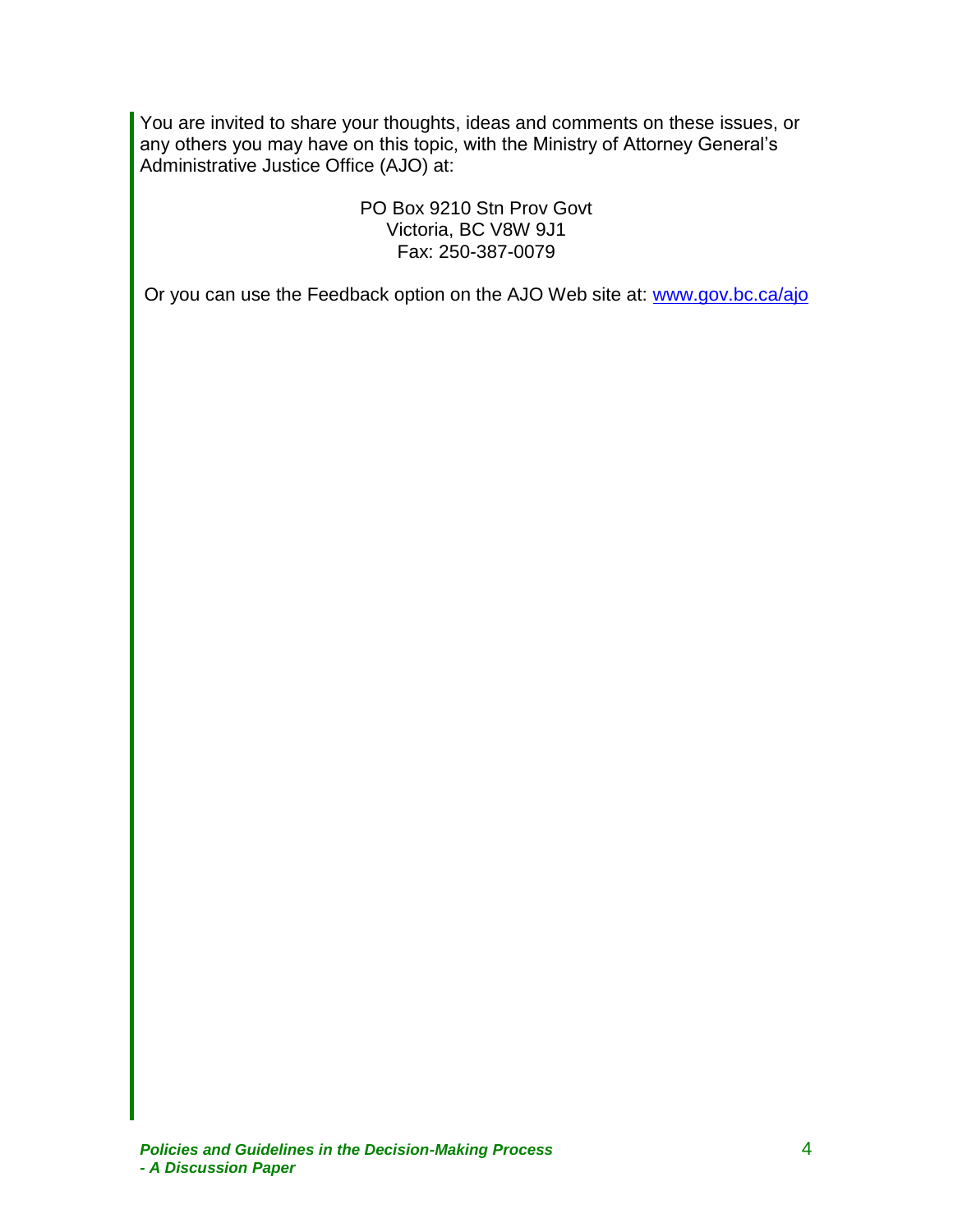You are invited to share your thoughts, ideas and comments on these issues, or any others you may have on this topic, with the Ministry of Attorney General's Administrative Justice Office (AJO) at:

PO Box 9210 Stn Prov Govt
Victoria, BC V8W 9J1
Fax: 250-387-0079

Or you can use the Feedback option on the AJO Web site at: [www.gov.bc.ca/ajo](http://www.gov.bc.ca/ajo)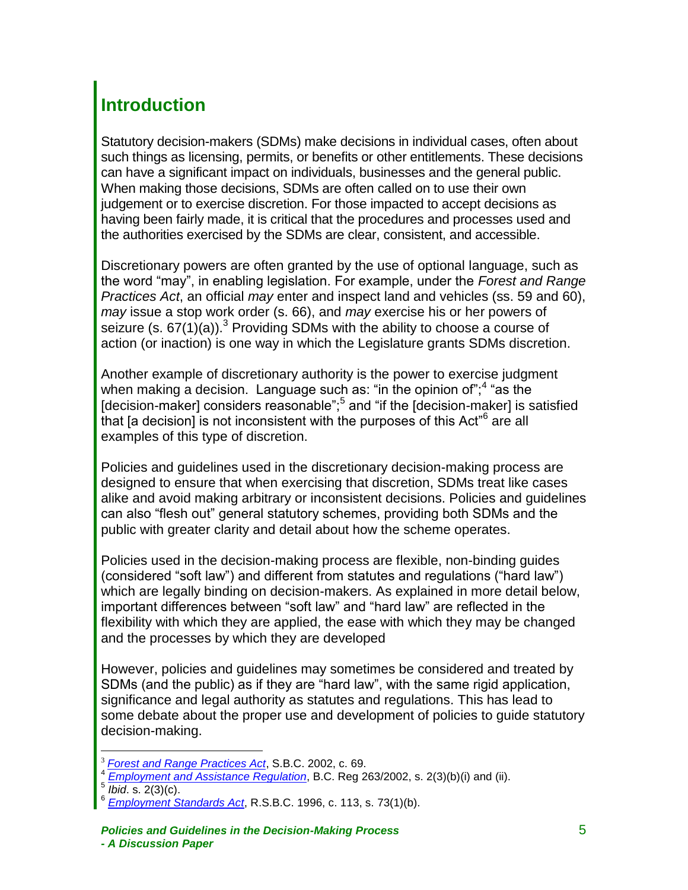## Introduction

Statutory decision-makers (SDMs) make decisions in individual cases, often about such things as licensing, permits, or benefits or other entitlements. These decisions can have a significant impact on individuals, businesses and the general public. When making those decisions, SDMs are often called on to use their own judgement or to exercise discretion. For those impacted to accept decisions as having been fairly made, it is critical that the procedures and processes used and the authorities exercised by the SDMs are clear, consistent, and accessible.

Discretionary powers are often granted by the use of optional language, such as the word "may", in enabling legislation. For example, under the *Forest and Range Practices Act*, an official *may* enter and inspect land and vehicles (ss. 59 and 60), *may* issue a stop work order (s. 66), and *may* exercise his or her powers of seizure (s. 67(1)(a)).[3] Providing SDMs with the ability to choose a course of action (or inaction) is one way in which the Legislature grants SDMs discretion.

Another example of discretionary authority is the power to exercise judgment when making a decision. Language such as: "in the opinion of";[4] "as the [decision-maker] considers reasonable";[5] and "if the [decision-maker] is satisfied that [a decision] is not inconsistent with the purposes of this Act"[6] are all examples of this type of discretion.

Policies and guidelines used in the discretionary decision-making process are designed to ensure that when exercising that discretion, SDMs treat like cases alike and avoid making arbitrary or inconsistent decisions. Policies and guidelines can also "flesh out" general statutory schemes, providing both SDMs and the public with greater clarity and detail about how the scheme operates.

Policies used in the decision-making process are flexible, non-binding guides (considered "soft law") and different from statutes and regulations ("hard law") which are legally binding on decision-makers. As explained in more detail below, important differences between "soft law" and "hard law" are reflected in the flexibility with which they are applied, the ease with which they may be changed and the processes by which they are developed

However, policies and guidelines may sometimes be considered and treated by SDMs (and the public) as if they are "hard law", with the same rigid application, significance and legal authority as statutes and regulations. This has lead to some debate about the proper use and development of policies to guide statutory decision-making.

---

[3] *Forest and Range Practices Act*, S.B.C. 2002, c. 69.

[4] *Employment and Assistance Regulation*, B.C. Reg 263/2002, s. 2(3)(b)(i) and (ii).

[5] *Ibid*. s. 2(3)(c).

[6] *Employment Standards Act*, R.S.B.C. 1996, c. 113, s. 73(1)(b).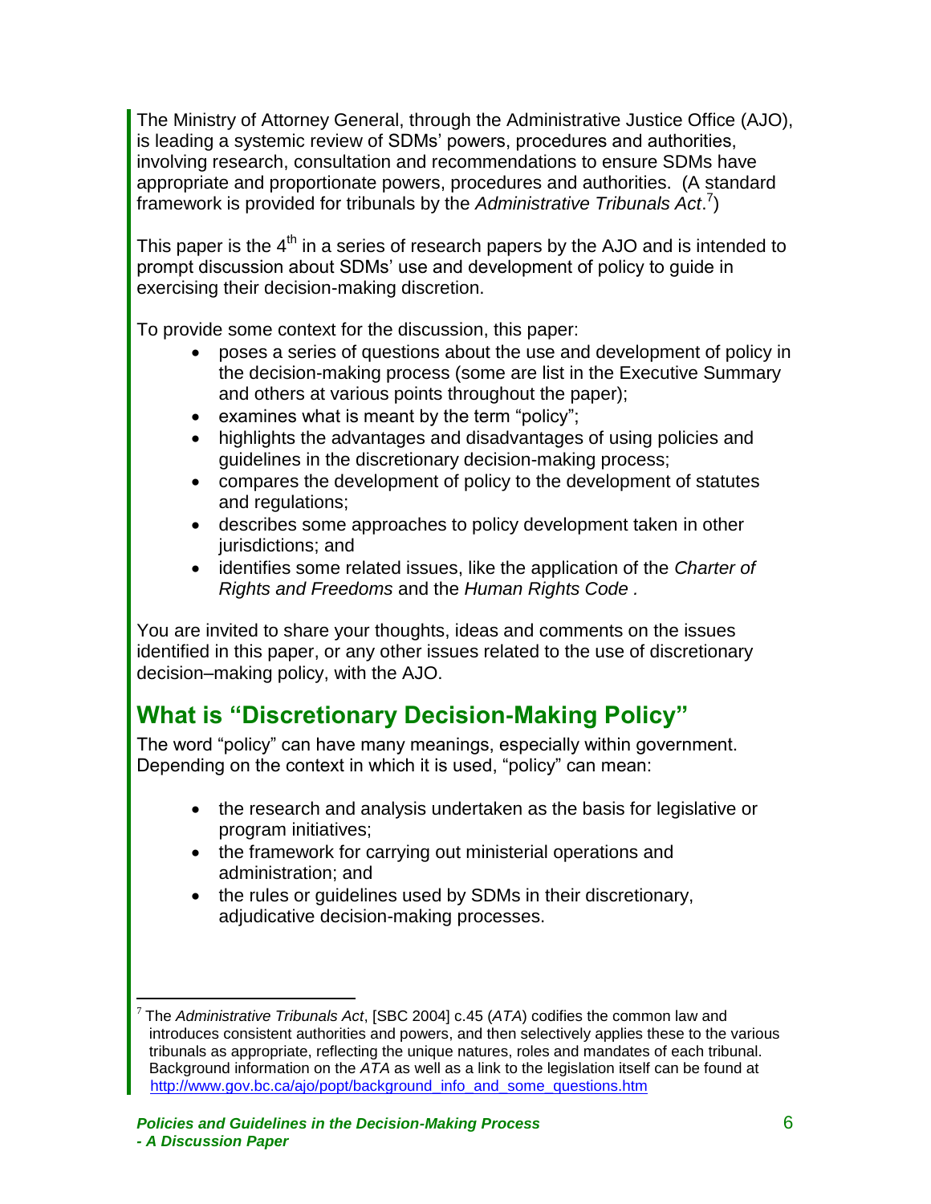The Ministry of Attorney General, through the Administrative Justice Office (AJO), is leading a systemic review of SDMs' powers, procedures and authorities, involving research, consultation and recommendations to ensure SDMs have appropriate and proportionate powers, procedures and authorities. (A standard framework is provided for tribunals by the *Administrative Tribunals Act*.[7])

This paper is the 4th in a series of research papers by the AJO and is intended to prompt discussion about SDMs' use and development of policy to guide in exercising their decision-making discretion.

To provide some context for the discussion, this paper:

- poses a series of questions about the use and development of policy in the decision-making process (some are list in the Executive Summary and others at various points throughout the paper);
- examines what is meant by the term "policy";
- highlights the advantages and disadvantages of using policies and guidelines in the discretionary decision-making process;
- compares the development of policy to the development of statutes and regulations;
- describes some approaches to policy development taken in other jurisdictions; and
- identifies some related issues, like the application of the *Charter of Rights and Freedoms* and the *Human Rights Code .*

You are invited to share your thoughts, ideas and comments on the issues identified in this paper, or any other issues related to the use of discretionary decision–making policy, with the AJO.

## What is "Discretionary Decision-Making Policy"

The word "policy" can have many meanings, especially within government. Depending on the context in which it is used, "policy" can mean:

- the research and analysis undertaken as the basis for legislative or program initiatives;
- the framework for carrying out ministerial operations and administration; and
- the rules or guidelines used by SDMs in their discretionary, adjudicative decision-making processes.

---

[7] The *Administrative Tribunals Act*, [SBC 2004] c.45 (*ATA*) codifies the common law and introduces consistent authorities and powers, and then selectively applies these to the various tribunals as appropriate, reflecting the unique natures, roles and mandates of each tribunal. Background information on the *ATA* as well as a link to the legislation itself can be found at http://www.gov.bc.ca/ajo/popt/background_info_and_some_questions.htm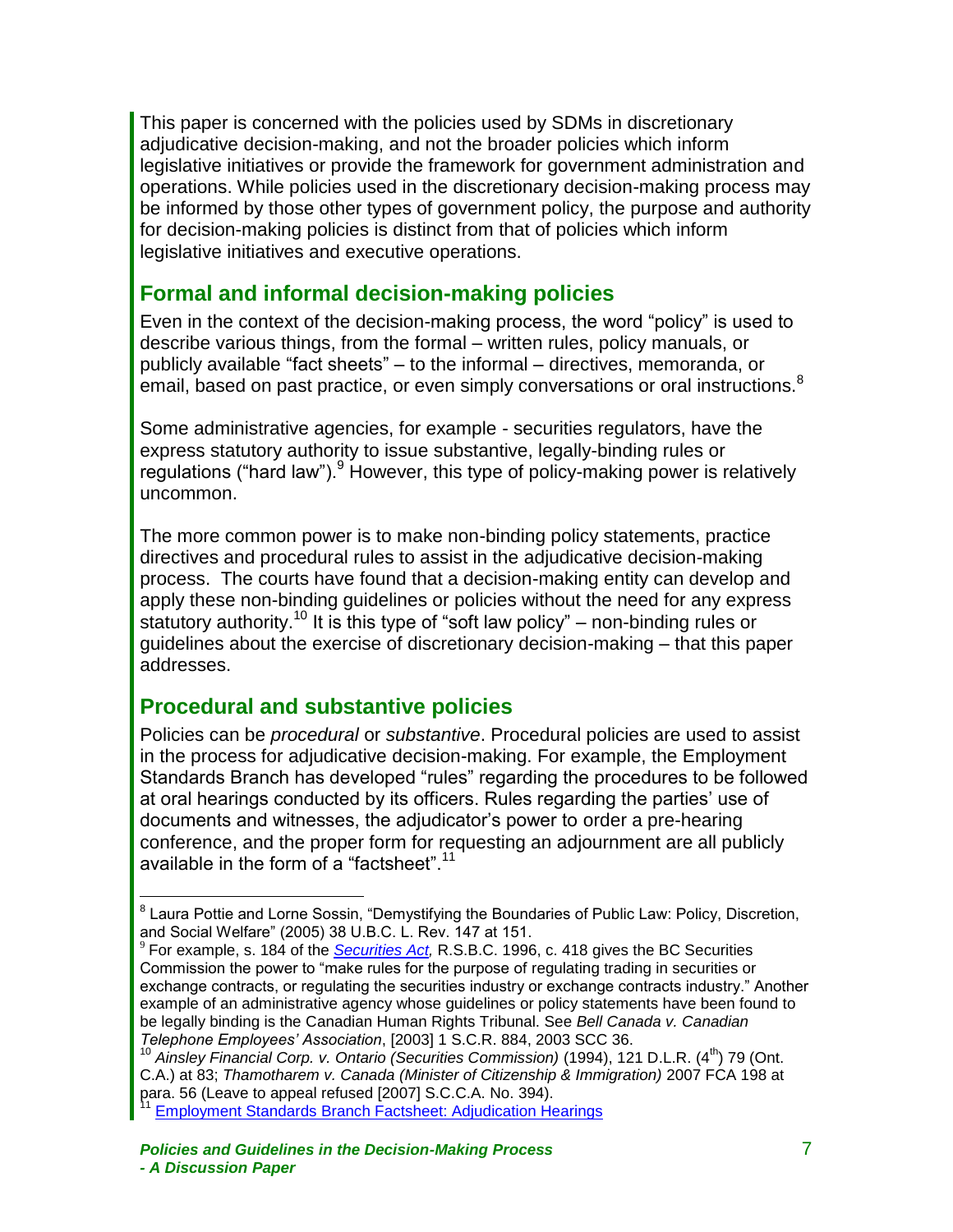This paper is concerned with the policies used by SDMs in discretionary adjudicative decision-making, and not the broader policies which inform legislative initiatives or provide the framework for government administration and operations. While policies used in the discretionary decision-making process may be informed by those other types of government policy, the purpose and authority for decision-making policies is distinct from that of policies which inform legislative initiatives and executive operations.

## Formal and informal decision-making policies

Even in the context of the decision-making process, the word "policy" is used to describe various things, from the formal – written rules, policy manuals, or publicly available "fact sheets" – to the informal – directives, memoranda, or email, based on past practice, or even simply conversations or oral instructions.[8]

Some administrative agencies, for example - securities regulators, have the express statutory authority to issue substantive, legally-binding rules or regulations ("hard law").[9] However, this type of policy-making power is relatively uncommon.

The more common power is to make non-binding policy statements, practice directives and procedural rules to assist in the adjudicative decision-making process. The courts have found that a decision-making entity can develop and apply these non-binding guidelines or policies without the need for any express statutory authority.[10] It is this type of "soft law policy" – non-binding rules or guidelines about the exercise of discretionary decision-making – that this paper addresses.

## Procedural and substantive policies

Policies can be *procedural* or *substantive*. Procedural policies are used to assist in the process for adjudicative decision-making. For example, the Employment Standards Branch has developed "rules" regarding the procedures to be followed at oral hearings conducted by its officers. Rules regarding the parties' use of documents and witnesses, the adjudicator's power to order a pre-hearing conference, and the proper form for requesting an adjournment are all publicly available in the form of a "factsheet".[11]

---

[8] Laura Pottie and Lorne Sossin, "Demystifying the Boundaries of Public Law: Policy, Discretion, and Social Welfare" (2005) 38 U.B.C. L. Rev. 147 at 151.

[9] For example, s. 184 of the *Securities Act*, R.S.B.C. 1996, c. 418 gives the BC Securities Commission the power to "make rules for the purpose of regulating trading in securities or exchange contracts, or regulating the securities industry or exchange contracts industry." Another example of an administrative agency whose guidelines or policy statements have been found to be legally binding is the Canadian Human Rights Tribunal. See *Bell Canada v. Canadian Telephone Employees' Association*, [2003] 1 S.C.R. 884, 2003 SCC 36.

[10] *Ainsley Financial Corp. v. Ontario (Securities Commission)* (1994), 121 D.L.R. (4th) 79 (Ont. C.A.) at 83; *Thamotharem v. Canada (Minister of Citizenship & Immigration)* 2007 FCA 198 at para. 56 (Leave to appeal refused [2007] S.C.C.A. No. 394).

[11] Employment Standards Branch Factsheet: Adjudication Hearings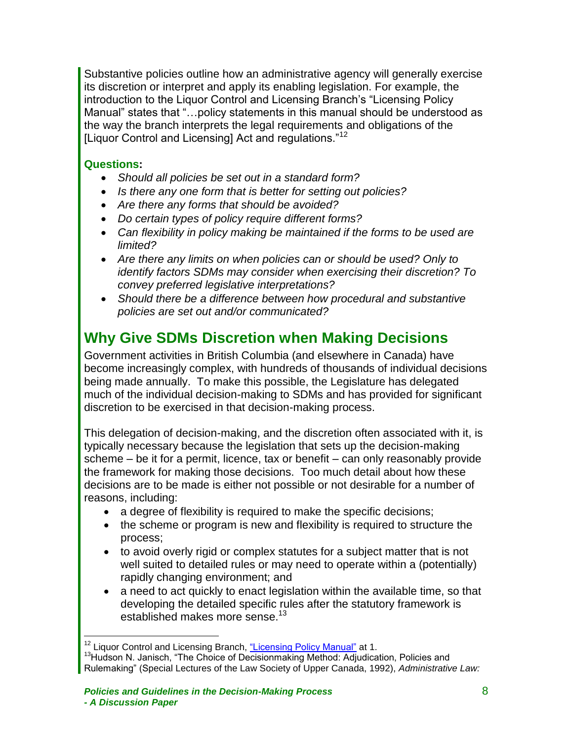Substantive policies outline how an administrative agency will generally exercise its discretion or interpret and apply its enabling legislation. For example, the introduction to the Liquor Control and Licensing Branch's "Licensing Policy Manual" states that "…policy statements in this manual should be understood as the way the branch interprets the legal requirements and obligations of the [Liquor Control and Licensing] Act and regulations."[12]

**Questions:**

- *Should all policies be set out in a standard form?*
- *Is there any one form that is better for setting out policies?*
- *Are there any forms that should be avoided?*
- *Do certain types of policy require different forms?*
- *Can flexibility in policy making be maintained if the forms to be used are limited?*
- *Are there any limits on when policies can or should be used? Only to identify factors SDMs may consider when exercising their discretion? To convey preferred legislative interpretations?*
- *Should there be a difference between how procedural and substantive policies are set out and/or communicated?*

## Why Give SDMs Discretion when Making Decisions

Government activities in British Columbia (and elsewhere in Canada) have become increasingly complex, with hundreds of thousands of individual decisions being made annually. To make this possible, the Legislature has delegated much of the individual decision-making to SDMs and has provided for significant discretion to be exercised in that decision-making process.

This delegation of decision-making, and the discretion often associated with it, is typically necessary because the legislation that sets up the decision-making scheme – be it for a permit, licence, tax or benefit – can only reasonably provide the framework for making those decisions. Too much detail about how these decisions are to be made is either not possible or not desirable for a number of reasons, including:

- a degree of flexibility is required to make the specific decisions;
- the scheme or program is new and flexibility is required to structure the process;
- to avoid overly rigid or complex statutes for a subject matter that is not well suited to detailed rules or may need to operate within a (potentially) rapidly changing environment; and
- a need to act quickly to enact legislation within the available time, so that developing the detailed specific rules after the statutory framework is established makes more sense.[13]

---

[12] Liquor Control and Licensing Branch, "Licensing Policy Manual" at 1.

[13] Hudson N. Janisch, "The Choice of Decisionmaking Method: Adjudication, Policies and Rulemaking" (Special Lectures of the Law Society of Upper Canada, 1992), *Administrative Law:*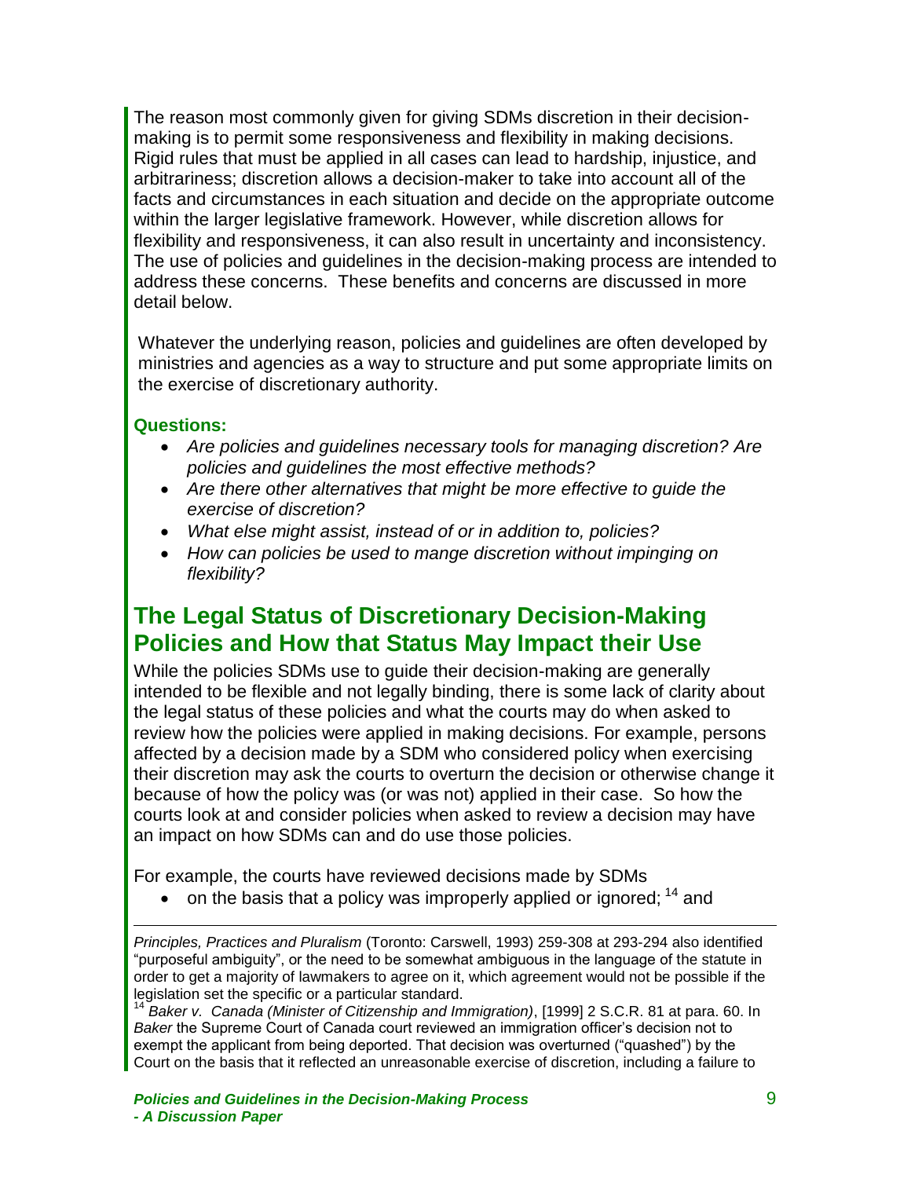The reason most commonly given for giving SDMs discretion in their decision-making is to permit some responsiveness and flexibility in making decisions. Rigid rules that must be applied in all cases can lead to hardship, injustice, and arbitrariness; discretion allows a decision-maker to take into account all of the facts and circumstances in each situation and decide on the appropriate outcome within the larger legislative framework. However, while discretion allows for flexibility and responsiveness, it can also result in uncertainty and inconsistency. The use of policies and guidelines in the decision-making process are intended to address these concerns. These benefits and concerns are discussed in more detail below.

Whatever the underlying reason, policies and guidelines are often developed by ministries and agencies as a way to structure and put some appropriate limits on the exercise of discretionary authority.

**Questions:**

- *Are policies and guidelines necessary tools for managing discretion? Are policies and guidelines the most effective methods?*
- *Are there other alternatives that might be more effective to guide the exercise of discretion?*
- *What else might assist, instead of or in addition to, policies?*
- *How can policies be used to mange discretion without impinging on flexibility?*

## The Legal Status of Discretionary Decision-Making Policies and How that Status May Impact their Use

While the policies SDMs use to guide their decision-making are generally intended to be flexible and not legally binding, there is some lack of clarity about the legal status of these policies and what the courts may do when asked to review how the policies were applied in making decisions. For example, persons affected by a decision made by a SDM who considered policy when exercising their discretion may ask the courts to overturn the decision or otherwise change it because of how the policy was (or was not) applied in their case. So how the courts look at and consider policies when asked to review a decision may have an impact on how SDMs can and do use those policies.

For example, the courts have reviewed decisions made by SDMs

- on the basis that a policy was improperly applied or ignored; [14] and

---

*Principles, Practices and Pluralism* (Toronto: Carswell, 1993) 259-308 at 293-294 also identified "purposeful ambiguity", or the need to be somewhat ambiguous in the language of the statute in order to get a majority of lawmakers to agree on it, which agreement would not be possible if the legislation set the specific or a particular standard.

[14] *Baker v. Canada (Minister of Citizenship and Immigration)*, [1999] 2 S.C.R. 81 at para. 60. In *Baker* the Supreme Court of Canada court reviewed an immigration officer's decision not to exempt the applicant from being deported. That decision was overturned ("quashed") by the Court on the basis that it reflected an unreasonable exercise of discretion, including a failure to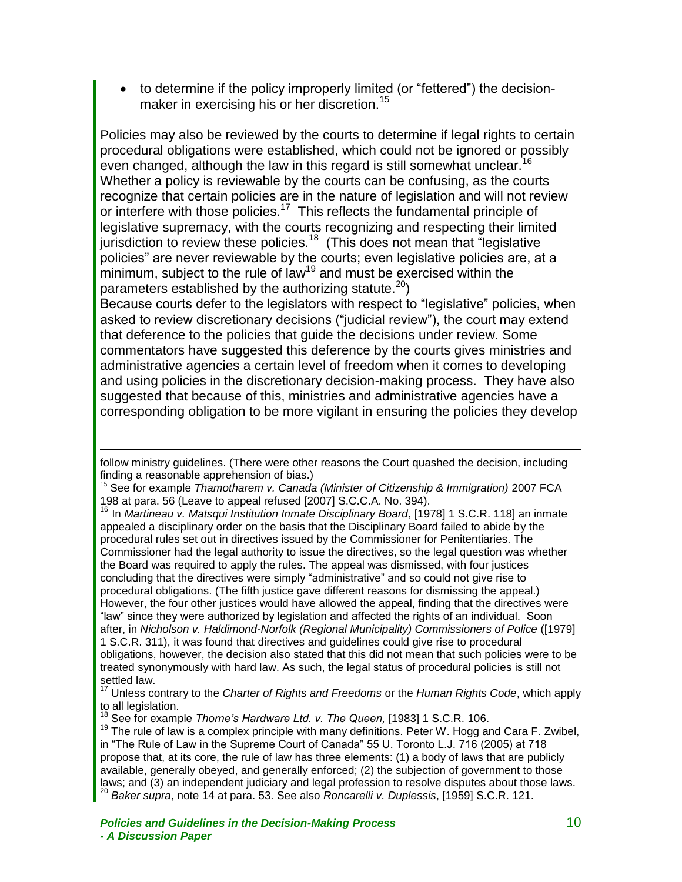- to determine if the policy improperly limited (or "fettered") the decision-maker in exercising his or her discretion.[15]

Policies may also be reviewed by the courts to determine if legal rights to certain procedural obligations were established, which could not be ignored or possibly even changed, although the law in this regard is still somewhat unclear.[16] Whether a policy is reviewable by the courts can be confusing, as the courts recognize that certain policies are in the nature of legislation and will not review or interfere with those policies.[17] This reflects the fundamental principle of legislative supremacy, with the courts recognizing and respecting their limited jurisdiction to review these policies.[18] (This does not mean that "legislative policies" are never reviewable by the courts; even legislative policies are, at a minimum, subject to the rule of law[19] and must be exercised within the parameters established by the authorizing statute.[20])

Because courts defer to the legislators with respect to "legislative" policies, when asked to review discretionary decisions ("judicial review"), the court may extend that deference to the policies that guide the decisions under review. Some commentators have suggested this deference by the courts gives ministries and administrative agencies a certain level of freedom when it comes to developing and using policies in the discretionary decision-making process. They have also suggested that because of this, ministries and administrative agencies have a corresponding obligation to be more vigilant in ensuring the policies they develop

---

follow ministry guidelines. (There were other reasons the Court quashed the decision, including finding a reasonable apprehension of bias.)

[15] See for example *Thamotharem v. Canada (Minister of Citizenship & Immigration)* 2007 FCA 198 at para. 56 (Leave to appeal refused [2007] S.C.C.A. No. 394).

[16] In *Martineau v. Matsqui Institution Inmate Disciplinary Board*, [1978] 1 S.C.R. 118] an inmate appealed a disciplinary order on the basis that the Disciplinary Board failed to abide by the procedural rules set out in directives issued by the Commissioner for Penitentiaries. The Commissioner had the legal authority to issue the directives, so the legal question was whether the Board was required to apply the rules. The appeal was dismissed, with four justices concluding that the directives were simply "administrative" and so could not give rise to procedural obligations. (The fifth justice gave different reasons for dismissing the appeal.) However, the four other justices would have allowed the appeal, finding that the directives were "law" since they were authorized by legislation and affected the rights of an individual. Soon after, in *Nicholson v. Haldimond-Norfolk (Regional Municipality) Commissioners of Police* ([1979] 1 S.C.R. 311), it was found that directives and guidelines could give rise to procedural obligations, however, the decision also stated that this did not mean that such policies were to be treated synonymously with hard law. As such, the legal status of procedural policies is still not settled law.

[17] Unless contrary to the *Charter of Rights and Freedoms* or the *Human Rights Code*, which apply to all legislation.

[18] See for example *Thorne's Hardware Ltd. v. The Queen,* [1983] 1 S.C.R. 106.

[19] The rule of law is a complex principle with many definitions. Peter W. Hogg and Cara F. Zwibel, in "The Rule of Law in the Supreme Court of Canada" 55 U. Toronto L.J. 716 (2005) at 718 propose that, at its core, the rule of law has three elements: (1) a body of laws that are publicly available, generally obeyed, and generally enforced; (2) the subjection of government to those laws; and (3) an independent judiciary and legal profession to resolve disputes about those laws.

[20] *Baker supra*, note 14 at para. 53. See also *Roncarelli v. Duplessis*, [1959] S.C.R. 121.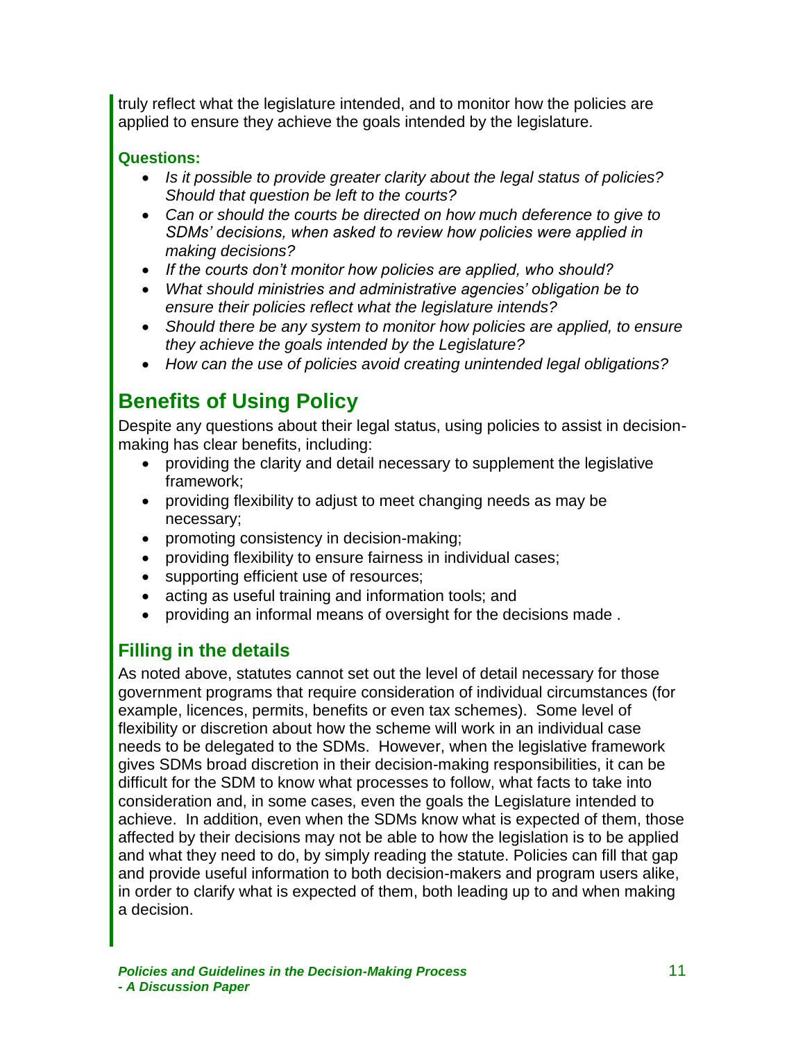truly reflect what the legislature intended, and to monitor how the policies are applied to ensure they achieve the goals intended by the legislature.

**Questions:**

- *Is it possible to provide greater clarity about the legal status of policies? Should that question be left to the courts?*
- *Can or should the courts be directed on how much deference to give to SDMs' decisions, when asked to review how policies were applied in making decisions?*
- *If the courts don't monitor how policies are applied, who should?*
- *What should ministries and administrative agencies' obligation be to ensure their policies reflect what the legislature intends?*
- *Should there be any system to monitor how policies are applied, to ensure they achieve the goals intended by the Legislature?*
- *How can the use of policies avoid creating unintended legal obligations?*

## Benefits of Using Policy

Despite any questions about their legal status, using policies to assist in decision-making has clear benefits, including:

- providing the clarity and detail necessary to supplement the legislative framework;
- providing flexibility to adjust to meet changing needs as may be necessary;
- promoting consistency in decision-making;
- providing flexibility to ensure fairness in individual cases;
- supporting efficient use of resources;
- acting as useful training and information tools; and
- providing an informal means of oversight for the decisions made .

### Filling in the details

As noted above, statutes cannot set out the level of detail necessary for those government programs that require consideration of individual circumstances (for example, licences, permits, benefits or even tax schemes). Some level of flexibility or discretion about how the scheme will work in an individual case needs to be delegated to the SDMs. However, when the legislative framework gives SDMs broad discretion in their decision-making responsibilities, it can be difficult for the SDM to know what processes to follow, what facts to take into consideration and, in some cases, even the goals the Legislature intended to achieve. In addition, even when the SDMs know what is expected of them, those affected by their decisions may not be able to how the legislation is to be applied and what they need to do, by simply reading the statute. Policies can fill that gap and provide useful information to both decision-makers and program users alike, in order to clarify what is expected of them, both leading up to and when making a decision.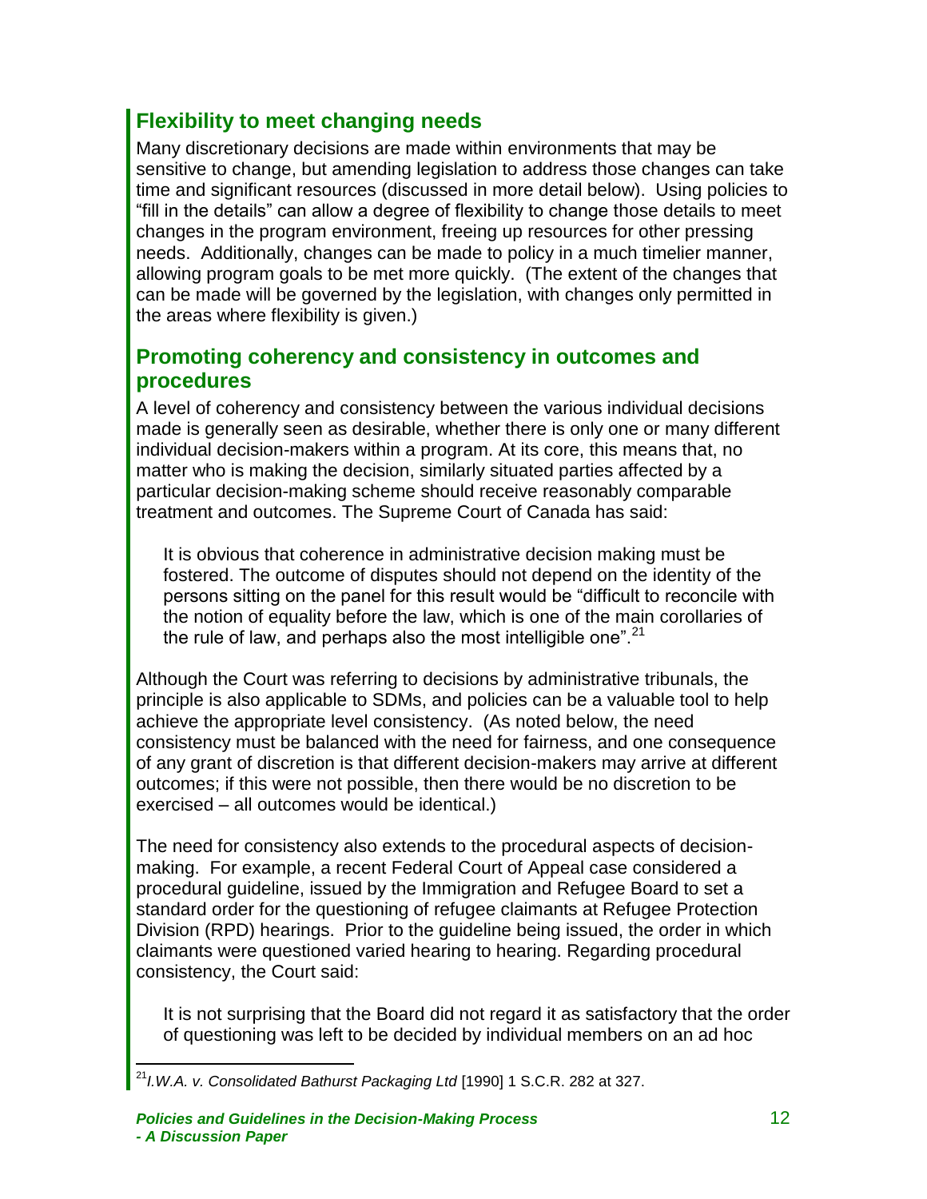## Flexibility to meet changing needs

Many discretionary decisions are made within environments that may be sensitive to change, but amending legislation to address those changes can take time and significant resources (discussed in more detail below). Using policies to "fill in the details" can allow a degree of flexibility to change those details to meet changes in the program environment, freeing up resources for other pressing needs. Additionally, changes can be made to policy in a much timelier manner, allowing program goals to be met more quickly. (The extent of the changes that can be made will be governed by the legislation, with changes only permitted in the areas where flexibility is given.)

## Promoting coherency and consistency in outcomes and procedures

A level of coherency and consistency between the various individual decisions made is generally seen as desirable, whether there is only one or many different individual decision-makers within a program. At its core, this means that, no matter who is making the decision, similarly situated parties affected by a particular decision-making scheme should receive reasonably comparable treatment and outcomes. The Supreme Court of Canada has said:

> It is obvious that coherence in administrative decision making must be fostered. The outcome of disputes should not depend on the identity of the persons sitting on the panel for this result would be "difficult to reconcile with the notion of equality before the law, which is one of the main corollaries of the rule of law, and perhaps also the most intelligible one".[21]

Although the Court was referring to decisions by administrative tribunals, the principle is also applicable to SDMs, and policies can be a valuable tool to help achieve the appropriate level consistency. (As noted below, the need consistency must be balanced with the need for fairness, and one consequence of any grant of discretion is that different decision-makers may arrive at different outcomes; if this were not possible, then there would be no discretion to be exercised – all outcomes would be identical.)

The need for consistency also extends to the procedural aspects of decision-making. For example, a recent Federal Court of Appeal case considered a procedural guideline, issued by the Immigration and Refugee Board to set a standard order for the questioning of refugee claimants at Refugee Protection Division (RPD) hearings. Prior to the guideline being issued, the order in which claimants were questioned varied hearing to hearing. Regarding procedural consistency, the Court said:

> It is not surprising that the Board did not regard it as satisfactory that the order of questioning was left to be decided by individual members on an ad hoc

[21] *I.W.A. v. Consolidated Bathurst Packaging Ltd* [1990] 1 S.C.R. 282 at 327.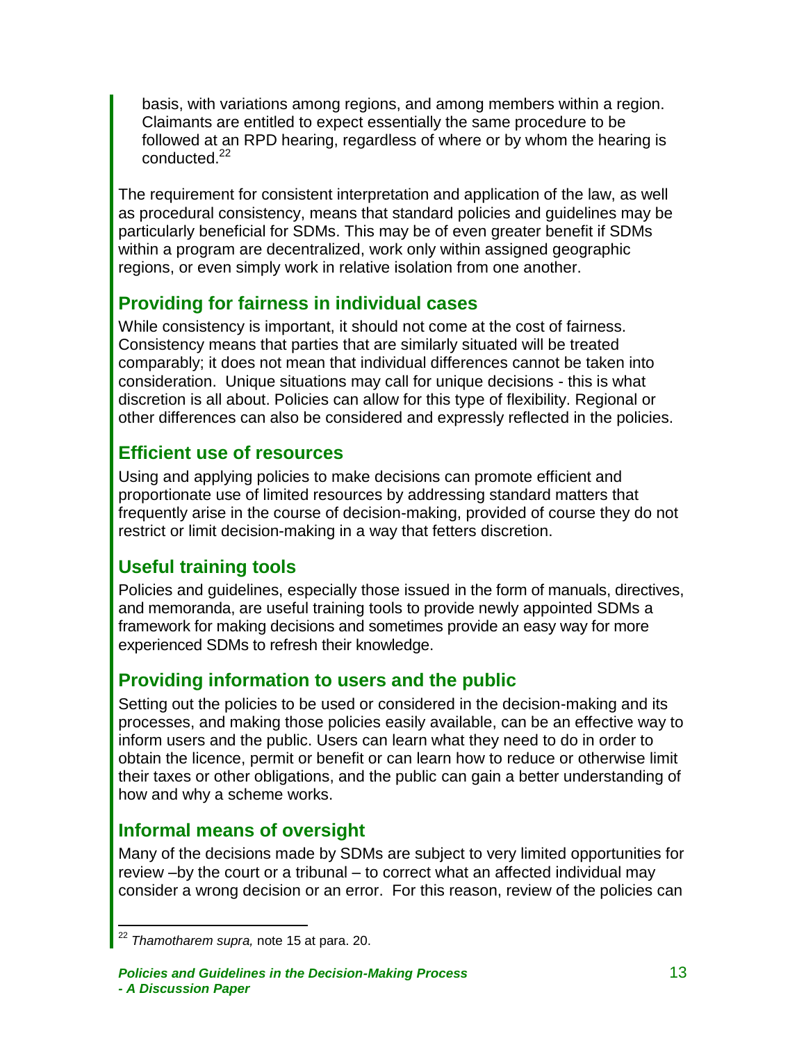basis, with variations among regions, and among members within a region. Claimants are entitled to expect essentially the same procedure to be followed at an RPD hearing, regardless of where or by whom the hearing is conducted.[22]

The requirement for consistent interpretation and application of the law, as well as procedural consistency, means that standard policies and guidelines may be particularly beneficial for SDMs. This may be of even greater benefit if SDMs within a program are decentralized, work only within assigned geographic regions, or even simply work in relative isolation from one another.

## Providing for fairness in individual cases

While consistency is important, it should not come at the cost of fairness. Consistency means that parties that are similarly situated will be treated comparably; it does not mean that individual differences cannot be taken into consideration. Unique situations may call for unique decisions - this is what discretion is all about. Policies can allow for this type of flexibility. Regional or other differences can also be considered and expressly reflected in the policies.

## Efficient use of resources

Using and applying policies to make decisions can promote efficient and proportionate use of limited resources by addressing standard matters that frequently arise in the course of decision-making, provided of course they do not restrict or limit decision-making in a way that fetters discretion.

## Useful training tools

Policies and guidelines, especially those issued in the form of manuals, directives, and memoranda, are useful training tools to provide newly appointed SDMs a framework for making decisions and sometimes provide an easy way for more experienced SDMs to refresh their knowledge.

## Providing information to users and the public

Setting out the policies to be used or considered in the decision-making and its processes, and making those policies easily available, can be an effective way to inform users and the public. Users can learn what they need to do in order to obtain the licence, permit or benefit or can learn how to reduce or otherwise limit their taxes or other obligations, and the public can gain a better understanding of how and why a scheme works.

## Informal means of oversight

Many of the decisions made by SDMs are subject to very limited opportunities for review –by the court or a tribunal – to correct what an affected individual may consider a wrong decision or an error. For this reason, review of the policies can

[22] *Thamotharem supra,* note 15 at para. 20.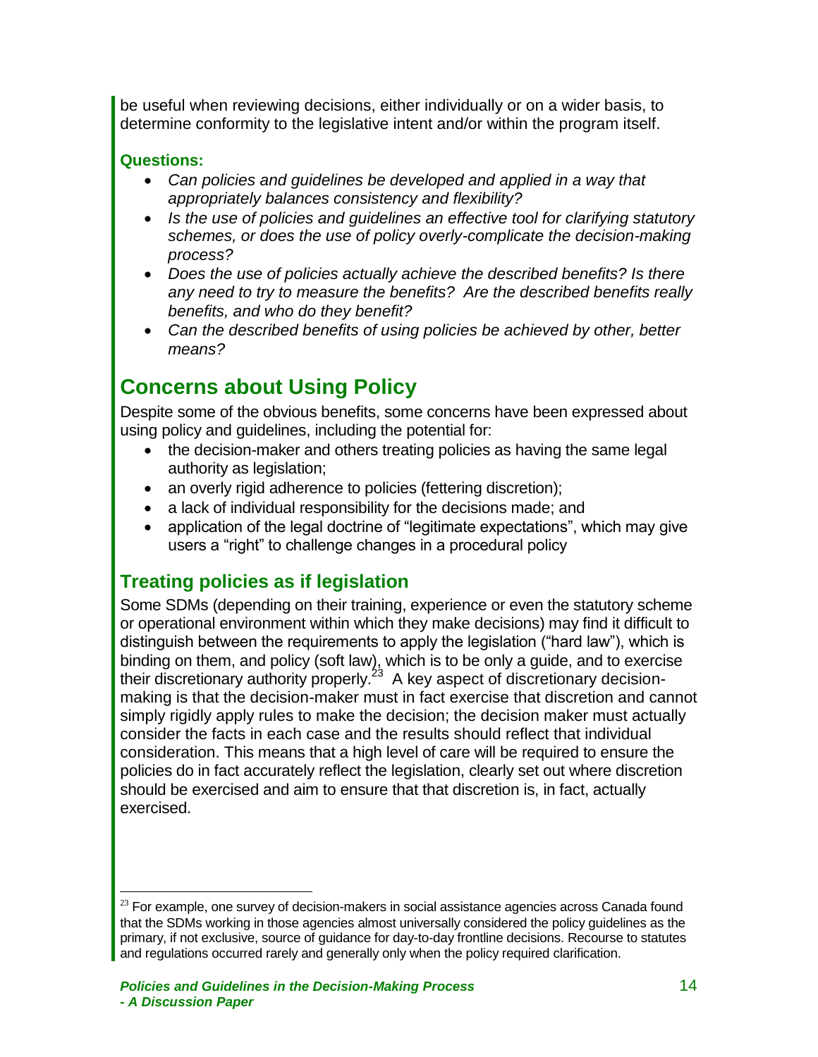be useful when reviewing decisions, either individually or on a wider basis, to determine conformity to the legislative intent and/or within the program itself.

**Questions:**

- *Can policies and guidelines be developed and applied in a way that appropriately balances consistency and flexibility?*
- *Is the use of policies and guidelines an effective tool for clarifying statutory schemes, or does the use of policy overly-complicate the decision-making process?*
- *Does the use of policies actually achieve the described benefits? Is there any need to try to measure the benefits? Are the described benefits really benefits, and who do they benefit?*
- *Can the described benefits of using policies be achieved by other, better means?*

# Concerns about Using Policy

Despite some of the obvious benefits, some concerns have been expressed about using policy and guidelines, including the potential for:

- the decision-maker and others treating policies as having the same legal authority as legislation;
- an overly rigid adherence to policies (fettering discretion);
- a lack of individual responsibility for the decisions made; and
- application of the legal doctrine of "legitimate expectations", which may give users a "right" to challenge changes in a procedural policy

## Treating policies as if legislation

Some SDMs (depending on their training, experience or even the statutory scheme or operational environment within which they make decisions) may find it difficult to distinguish between the requirements to apply the legislation ("hard law"), which is binding on them, and policy (soft law), which is to be only a guide, and to exercise their discretionary authority properly.[23] A key aspect of discretionary decision-making is that the decision-maker must in fact exercise that discretion and cannot simply rigidly apply rules to make the decision; the decision maker must actually consider the facts in each case and the results should reflect that individual consideration. This means that a high level of care will be required to ensure the policies do in fact accurately reflect the legislation, clearly set out where discretion should be exercised and aim to ensure that that discretion is, in fact, actually exercised.

[23] For example, one survey of decision-makers in social assistance agencies across Canada found that the SDMs working in those agencies almost universally considered the policy guidelines as the primary, if not exclusive, source of guidance for day-to-day frontline decisions. Recourse to statutes and regulations occurred rarely and generally only when the policy required clarification.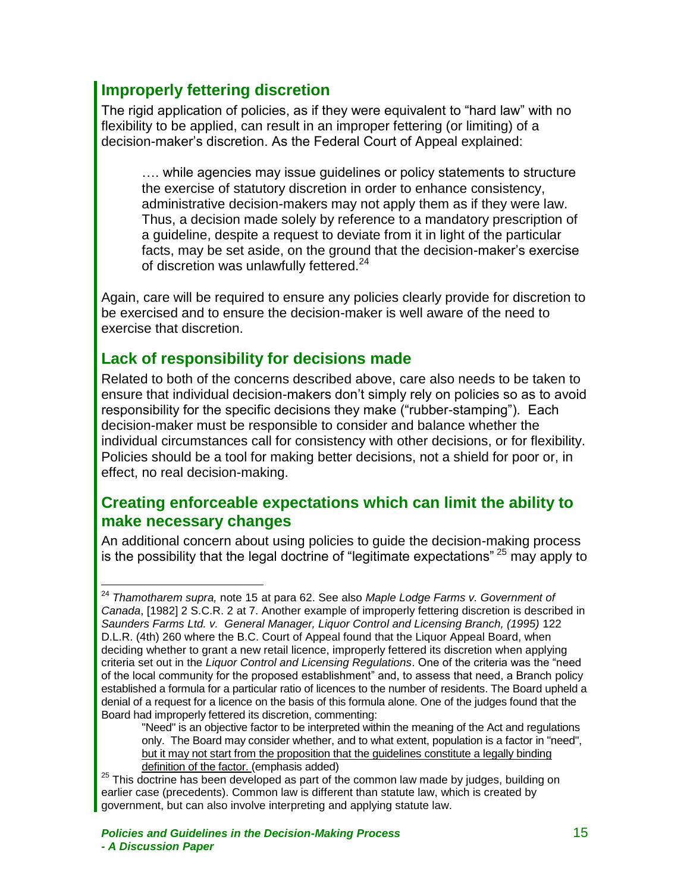## Improperly fettering discretion

The rigid application of policies, as if they were equivalent to "hard law" with no flexibility to be applied, can result in an improper fettering (or limiting) of a decision-maker's discretion. As the Federal Court of Appeal explained:

> …. while agencies may issue guidelines or policy statements to structure the exercise of statutory discretion in order to enhance consistency, administrative decision-makers may not apply them as if they were law. Thus, a decision made solely by reference to a mandatory prescription of a guideline, despite a request to deviate from it in light of the particular facts, may be set aside, on the ground that the decision-maker's exercise of discretion was unlawfully fettered.[24]

Again, care will be required to ensure any policies clearly provide for discretion to be exercised and to ensure the decision-maker is well aware of the need to exercise that discretion.

## Lack of responsibility for decisions made

Related to both of the concerns described above, care also needs to be taken to ensure that individual decision-makers don't simply rely on policies so as to avoid responsibility for the specific decisions they make ("rubber-stamping"). Each decision-maker must be responsible to consider and balance whether the individual circumstances call for consistency with other decisions, or for flexibility. Policies should be a tool for making better decisions, not a shield for poor or, in effect, no real decision-making.

## Creating enforceable expectations which can limit the ability to make necessary changes

An additional concern about using policies to guide the decision-making process is the possibility that the legal doctrine of "legitimate expectations" [25] may apply to

---

[24] *Thamotharem supra,* note 15 at para 62. See also *Maple Lodge Farms v. Government of Canada*, [1982] 2 S.C.R. 2 at 7. Another example of improperly fettering discretion is described in *Saunders Farms Ltd. v. General Manager, Liquor Control and Licensing Branch, (1995)* 122 D.L.R. (4th) 260 where the B.C. Court of Appeal found that the Liquor Appeal Board, when deciding whether to grant a new retail licence, improperly fettered its discretion when applying criteria set out in the *Liquor Control and Licensing Regulations*. One of the criteria was the "need of the local community for the proposed establishment" and, to assess that need, a Branch policy established a formula for a particular ratio of licences to the number of residents. The Board upheld a denial of a request for a licence on the basis of this formula alone. One of the judges found that the Board had improperly fettered its discretion, commenting:

> "Need" is an objective factor to be interpreted within the meaning of the Act and regulations only. The Board may consider whether, and to what extent, population is a factor in "need", <u>but it may not start from the proposition that the guidelines constitute a legally binding definition of the factor.</u> (emphasis added)

[25] This doctrine has been developed as part of the common law made by judges, building on earlier case (precedents). Common law is different than statute law, which is created by government, but can also involve interpreting and applying statute law.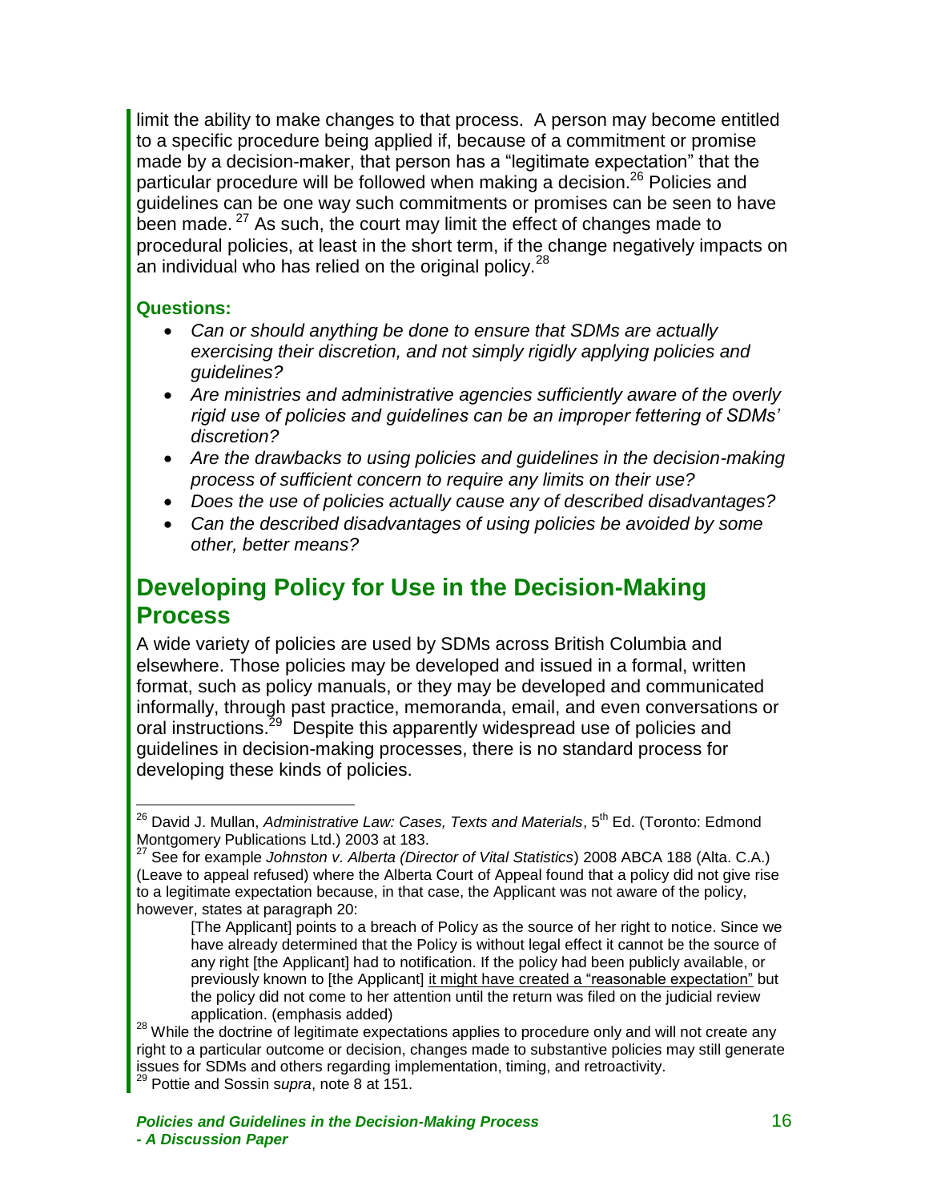limit the ability to make changes to that process. A person may become entitled to a specific procedure being applied if, because of a commitment or promise made by a decision-maker, that person has a "legitimate expectation" that the particular procedure will be followed when making a decision.[26] Policies and guidelines can be one way such commitments or promises can be seen to have been made.[27] As such, the court may limit the effect of changes made to procedural policies, at least in the short term, if the change negatively impacts on an individual who has relied on the original policy.[28]

### Questions:

- *Can or should anything be done to ensure that SDMs are actually exercising their discretion, and not simply rigidly applying policies and guidelines?*
- *Are ministries and administrative agencies sufficiently aware of the overly rigid use of policies and guidelines can be an improper fettering of SDMs' discretion?*
- *Are the drawbacks to using policies and guidelines in the decision-making process of sufficient concern to require any limits on their use?*
- *Does the use of policies actually cause any of described disadvantages?*
- *Can the described disadvantages of using policies be avoided by some other, better means?*

## Developing Policy for Use in the Decision-Making Process

A wide variety of policies are used by SDMs across British Columbia and elsewhere. Those policies may be developed and issued in a formal, written format, such as policy manuals, or they may be developed and communicated informally, through past practice, memoranda, email, and even conversations or oral instructions.[29] Despite this apparently widespread use of policies and guidelines in decision-making processes, there is no standard process for developing these kinds of policies.

---

[26] David J. Mullan, *Administrative Law: Cases, Texts and Materials*, 5th Ed. (Toronto: Edmond Montgomery Publications Ltd.) 2003 at 183.

[27] See for example *Johnston v. Alberta (Director of Vital Statistics*) 2008 ABCA 188 (Alta. C.A.) (Leave to appeal refused) where the Alberta Court of Appeal found that a policy did not give rise to a legitimate expectation because, in that case, the Applicant was not aware of the policy, however, states at paragraph 20:

> [The Applicant] points to a breach of Policy as the source of her right to notice. Since we have already determined that the Policy is without legal effect it cannot be the source of any right [the Applicant] had to notification. If the policy had been publicly available, or previously known to [the Applicant] it might have created a "reasonable expectation" but the policy did not come to her attention until the return was filed on the judicial review application. (emphasis added)

[28] While the doctrine of legitimate expectations applies to procedure only and will not create any right to a particular outcome or decision, changes made to substantive policies may still generate issues for SDMs and others regarding implementation, timing, and retroactivity.

[29] Pottie and Sossin s*upra*, note 8 at 151.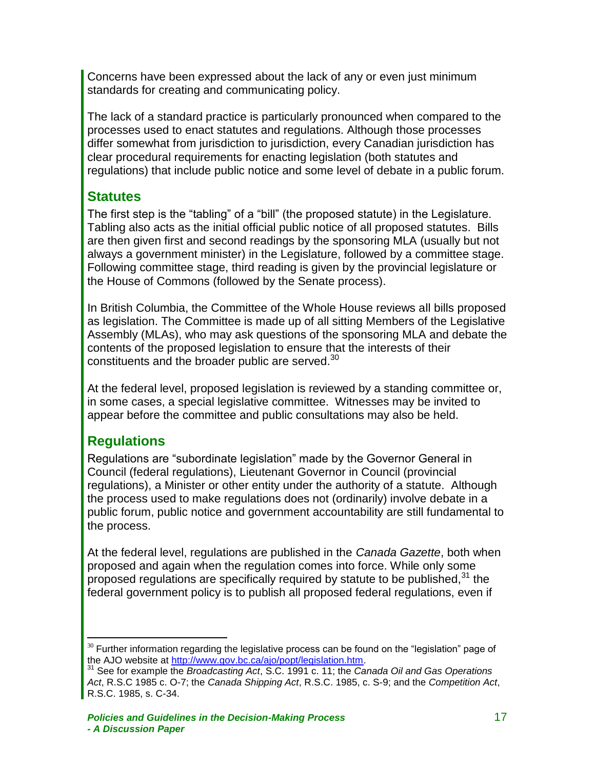Concerns have been expressed about the lack of any or even just minimum standards for creating and communicating policy.

The lack of a standard practice is particularly pronounced when compared to the processes used to enact statutes and regulations. Although those processes differ somewhat from jurisdiction to jurisdiction, every Canadian jurisdiction has clear procedural requirements for enacting legislation (both statutes and regulations) that include public notice and some level of debate in a public forum.

## Statutes

The first step is the "tabling" of a "bill" (the proposed statute) in the Legislature. Tabling also acts as the initial official public notice of all proposed statutes. Bills are then given first and second readings by the sponsoring MLA (usually but not always a government minister) in the Legislature, followed by a committee stage. Following committee stage, third reading is given by the provincial legislature or the House of Commons (followed by the Senate process).

In British Columbia, the Committee of the Whole House reviews all bills proposed as legislation. The Committee is made up of all sitting Members of the Legislative Assembly (MLAs), who may ask questions of the sponsoring MLA and debate the contents of the proposed legislation to ensure that the interests of their constituents and the broader public are served.[30]

At the federal level, proposed legislation is reviewed by a standing committee or, in some cases, a special legislative committee. Witnesses may be invited to appear before the committee and public consultations may also be held.

## Regulations

Regulations are "subordinate legislation" made by the Governor General in Council (federal regulations), Lieutenant Governor in Council (provincial regulations), a Minister or other entity under the authority of a statute. Although the process used to make regulations does not (ordinarily) involve debate in a public forum, public notice and government accountability are still fundamental to the process.

At the federal level, regulations are published in the *Canada Gazette*, both when proposed and again when the regulation comes into force. While only some proposed regulations are specifically required by statute to be published,[31] the federal government policy is to publish all proposed federal regulations, even if

---

[30] Further information regarding the legislative process can be found on the "legislation" page of the AJO website at [http://www.gov.bc.ca/ajo/popt/legislation.htm](http://www.gov.bc.ca/ajo/popt/legislation.htm).

[31] See for example the *Broadcasting Act*, S.C. 1991 c. 11; the *Canada Oil and Gas Operations Act*, R.S.C 1985 c. O-7; the *Canada Shipping Act*, R.S.C. 1985, c. S-9; and the *Competition Act*, R.S.C. 1985, s. C-34.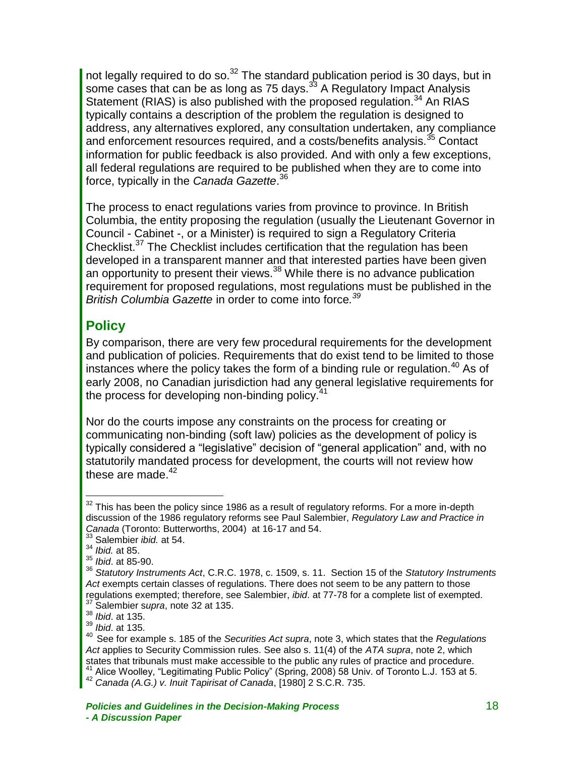not legally required to do so.[32] The standard publication period is 30 days, but in some cases that can be as long as 75 days.[33] A Regulatory Impact Analysis Statement (RIAS) is also published with the proposed regulation.[34] An RIAS typically contains a description of the problem the regulation is designed to address, any alternatives explored, any consultation undertaken, any compliance and enforcement resources required, and a costs/benefits analysis.[35] Contact information for public feedback is also provided. And with only a few exceptions, all federal regulations are required to be published when they are to come into force, typically in the *Canada Gazette*.[36]

The process to enact regulations varies from province to province. In British Columbia, the entity proposing the regulation (usually the Lieutenant Governor in Council - Cabinet -, or a Minister) is required to sign a Regulatory Criteria Checklist.[37] The Checklist includes certification that the regulation has been developed in a transparent manner and that interested parties have been given an opportunity to present their views.[38] While there is no advance publication requirement for proposed regulations, most regulations must be published in the *British Columbia Gazette* in order to come into force.[39]

## Policy

By comparison, there are very few procedural requirements for the development and publication of policies. Requirements that do exist tend to be limited to those instances where the policy takes the form of a binding rule or regulation.[40] As of early 2008, no Canadian jurisdiction had any general legislative requirements for the process for developing non-binding policy.[41]

Nor do the courts impose any constraints on the process for creating or communicating non-binding (soft law) policies as the development of policy is typically considered a "legislative" decision of "general application" and, with no statutorily mandated process for development, the courts will not review how these are made.[42]

---

[32] This has been the policy since 1986 as a result of regulatory reforms. For a more in-depth discussion of the 1986 regulatory reforms see Paul Salembier, *Regulatory Law and Practice in Canada* (Toronto: Butterworths, 2004) at 16-17 and 54.

[33] Salembier *ibid.* at 54.

[34] *Ibid.* at 85.

[35] *Ibid*. at 85-90.

[36] *Statutory Instruments Act*, C.R.C. 1978, c. 1509, s. 11. Section 15 of the *Statutory Instruments Act* exempts certain classes of regulations. There does not seem to be any pattern to those regulations exempted; therefore, see Salembier, *ibid*. at 77-78 for a complete list of exempted.

[37] Salembier s*upra*, note 32 at 135.

[38] *Ibid*. at 135.

[39] *Ibid*. at 135.

[40] See for example s. 185 of the *Securities Act supra*, note 3, which states that the *Regulations Act* applies to Security Commission rules. See also s. 11(4) of the *ATA supra*, note 2, which states that tribunals must make accessible to the public any rules of practice and procedure.

[41] Alice Woolley, "Legitimating Public Policy" (Spring, 2008) 58 Univ. of Toronto L.J. 153 at 5.

[42] *Canada (A.G.) v. Inuit Tapirisat of Canada*, [1980] 2 S.C.R. 735.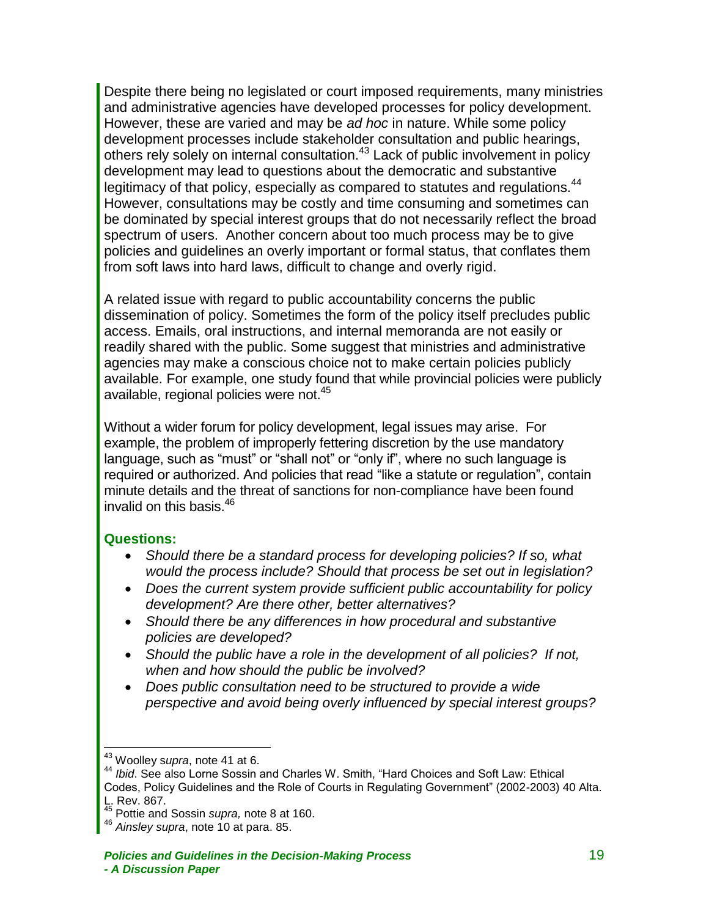Despite there being no legislated or court imposed requirements, many ministries and administrative agencies have developed processes for policy development. However, these are varied and may be *ad hoc* in nature. While some policy development processes include stakeholder consultation and public hearings, others rely solely on internal consultation.[43] Lack of public involvement in policy development may lead to questions about the democratic and substantive legitimacy of that policy, especially as compared to statutes and regulations.[44] However, consultations may be costly and time consuming and sometimes can be dominated by special interest groups that do not necessarily reflect the broad spectrum of users. Another concern about too much process may be to give policies and guidelines an overly important or formal status, that conflates them from soft laws into hard laws, difficult to change and overly rigid.

A related issue with regard to public accountability concerns the public dissemination of policy. Sometimes the form of the policy itself precludes public access. Emails, oral instructions, and internal memoranda are not easily or readily shared with the public. Some suggest that ministries and administrative agencies may make a conscious choice not to make certain policies publicly available. For example, one study found that while provincial policies were publicly available, regional policies were not.[45]

Without a wider forum for policy development, legal issues may arise. For example, the problem of improperly fettering discretion by the use mandatory language, such as "must" or "shall not" or "only if", where no such language is required or authorized. And policies that read "like a statute or regulation", contain minute details and the threat of sanctions for non-compliance have been found invalid on this basis.[46]

### Questions:

- *Should there be a standard process for developing policies? If so, what would the process include? Should that process be set out in legislation?*
- *Does the current system provide sufficient public accountability for policy development? Are there other, better alternatives?*
- *Should there be any differences in how procedural and substantive policies are developed?*
- *Should the public have a role in the development of all policies? If not, when and how should the public be involved?*
- *Does public consultation need to be structured to provide a wide perspective and avoid being overly influenced by special interest groups?*

---

[43] Woolley s*upra*, note 41 at 6.

[44] *Ibid*. See also Lorne Sossin and Charles W. Smith, "Hard Choices and Soft Law: Ethical Codes, Policy Guidelines and the Role of Courts in Regulating Government" (2002-2003) 40 Alta. L. Rev. 867.

[45] Pottie and Sossin *supra,* note 8 at 160.

[46] *Ainsley supra*, note 10 at para. 85.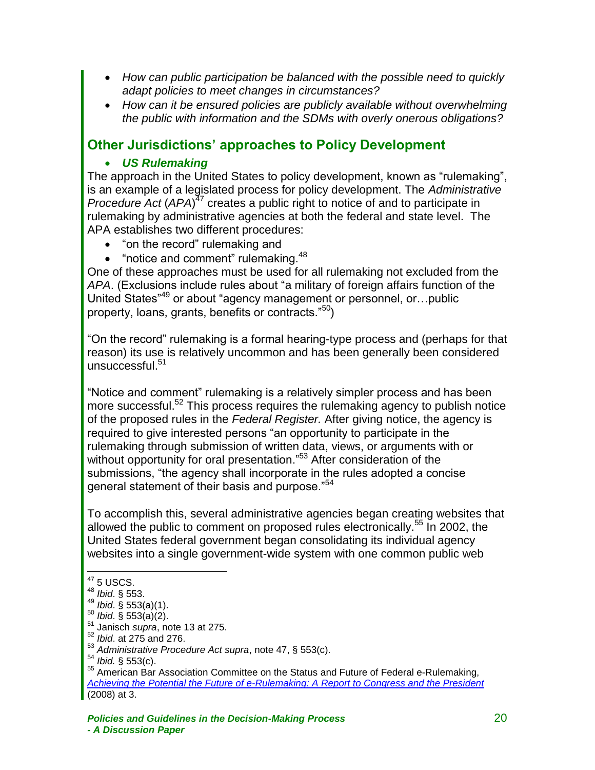- *How can public participation be balanced with the possible need to quickly adapt policies to meet changes in circumstances?*
- *How can it be ensured policies are publicly available without overwhelming the public with information and the SDMs with overly onerous obligations?*

## Other Jurisdictions' approaches to Policy Development

- ***US Rulemaking***

The approach in the United States to policy development, known as "rulemaking", is an example of a legislated process for policy development. The *Administrative Procedure Act* (*APA*)[47] creates a public right to notice of and to participate in rulemaking by administrative agencies at both the federal and state level. The APA establishes two different procedures:

- "on the record" rulemaking and
- "notice and comment" rulemaking.[48]

One of these approaches must be used for all rulemaking not excluded from the *APA*. (Exclusions include rules about "a military of foreign affairs function of the United States"[49] or about "agency management or personnel, or…public property, loans, grants, benefits or contracts."[50])

"On the record" rulemaking is a formal hearing-type process and (perhaps for that reason) its use is relatively uncommon and has been generally been considered unsuccessful.[51]

"Notice and comment" rulemaking is a relatively simpler process and has been more successful.[52] This process requires the rulemaking agency to publish notice of the proposed rules in the *Federal Register.* After giving notice, the agency is required to give interested persons "an opportunity to participate in the rulemaking through submission of written data, views, or arguments with or without opportunity for oral presentation."[53] After consideration of the submissions, "the agency shall incorporate in the rules adopted a concise general statement of their basis and purpose."[54]

To accomplish this, several administrative agencies began creating websites that allowed the public to comment on proposed rules electronically.[55] In 2002, the United States federal government began consolidating its individual agency websites into a single government-wide system with one common public web

---

[47] 5 USCS.
[48] *Ibid*. § 553.
[49] *Ibid*. § 553(a)(1).
[50] *Ibid*. § 553(a)(2).
[51] Janisch *supra*, note 13 at 275.
[52] *Ibid*. at 275 and 276.
[53] *Administrative Procedure Act supra*, note 47, § 553(c).
[54] *Ibid.* § 553(c).
[55] American Bar Association Committee on the Status and Future of Federal e-Rulemaking, *Achieving the Potential the Future of e-Rulemaking: A Report to Congress and the President* (2008) at 3.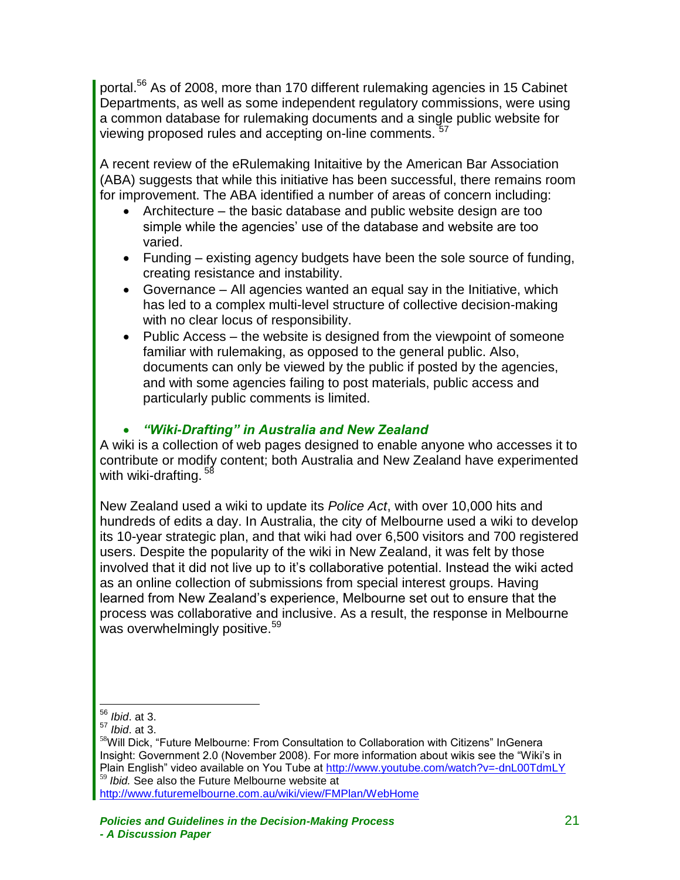portal.[56] As of 2008, more than 170 different rulemaking agencies in 15 Cabinet Departments, as well as some independent regulatory commissions, were using a common database for rulemaking documents and a single public website for viewing proposed rules and accepting on-line comments. [57]

A recent review of the eRulemaking Initaitive by the American Bar Association (ABA) suggests that while this initiative has been successful, there remains room for improvement. The ABA identified a number of areas of concern including:

- Architecture – the basic database and public website design are too simple while the agencies' use of the database and website are too varied.
- Funding – existing agency budgets have been the sole source of funding, creating resistance and instability.
- Governance – All agencies wanted an equal say in the Initiative, which has led to a complex multi-level structure of collective decision-making with no clear locus of responsibility.
- Public Access – the website is designed from the viewpoint of someone familiar with rulemaking, as opposed to the general public. Also, documents can only be viewed by the public if posted by the agencies, and with some agencies failing to post materials, public access and particularly public comments is limited.

- ***"Wiki-Drafting" in Australia and New Zealand***

A wiki is a collection of web pages designed to enable anyone who accesses it to contribute or modify content; both Australia and New Zealand have experimented with wiki-drafting. [58]

New Zealand used a wiki to update its *Police Act*, with over 10,000 hits and hundreds of edits a day. In Australia, the city of Melbourne used a wiki to develop its 10-year strategic plan, and that wiki had over 6,500 visitors and 700 registered users. Despite the popularity of the wiki in New Zealand, it was felt by those involved that it did not live up to it's collaborative potential. Instead the wiki acted as an online collection of submissions from special interest groups. Having learned from New Zealand's experience, Melbourne set out to ensure that the process was collaborative and inclusive. As a result, the response in Melbourne was overwhelmingly positive.[59]

---

[56] *Ibid*. at 3.

[57] *Ibid*. at 3.

[58] Will Dick, "Future Melbourne: From Consultation to Collaboration with Citizens" InGenera Insight: Government 2.0 (November 2008). For more information about wikis see the "Wiki's in Plain English" video available on You Tube at http://www.youtube.com/watch?v=-dnL00TdmLY

[59] *Ibid.* See also the Future Melbourne website at http://www.futuremelbourne.com.au/wiki/view/FMPlan/WebHome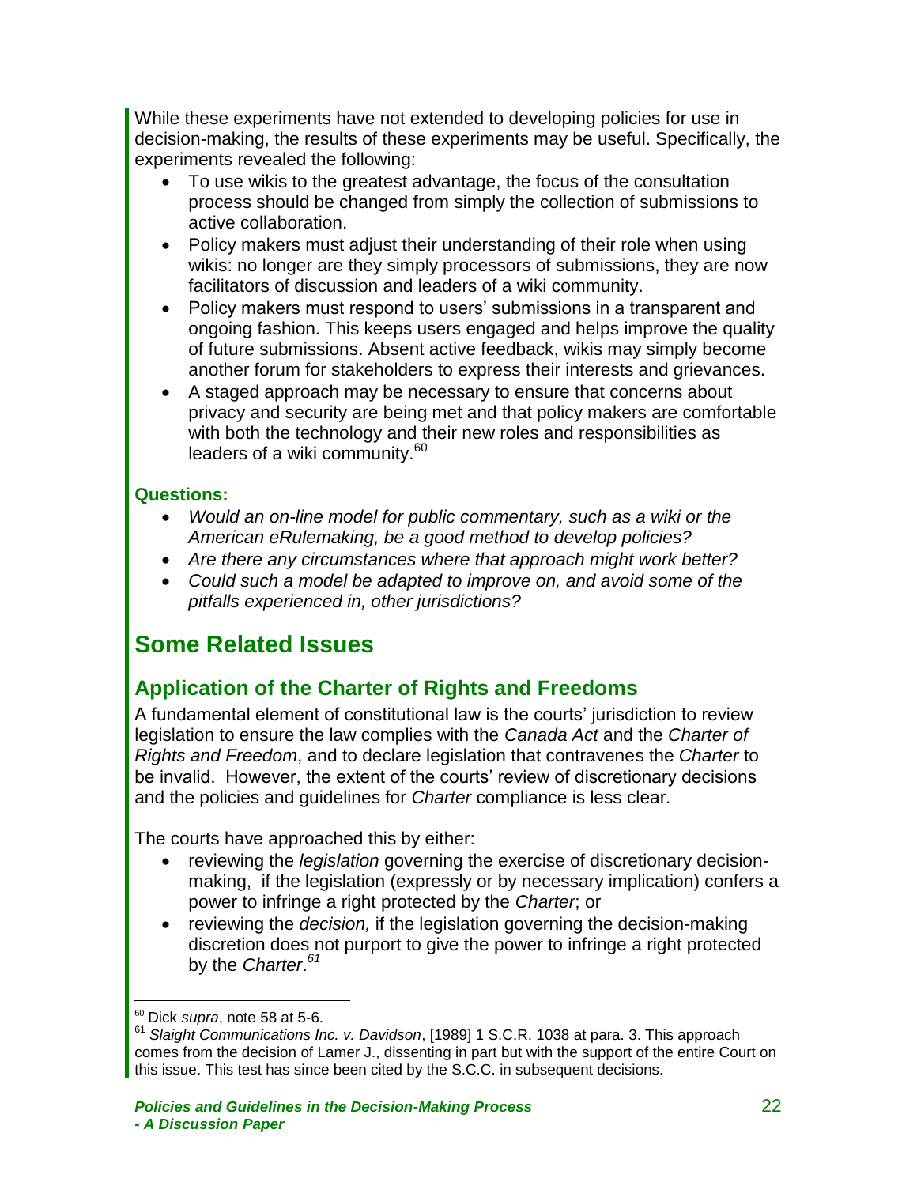While these experiments have not extended to developing policies for use in decision-making, the results of these experiments may be useful. Specifically, the experiments revealed the following:

- To use wikis to the greatest advantage, the focus of the consultation process should be changed from simply the collection of submissions to active collaboration.
- Policy makers must adjust their understanding of their role when using wikis: no longer are they simply processors of submissions, they are now facilitators of discussion and leaders of a wiki community.
- Policy makers must respond to users' submissions in a transparent and ongoing fashion. This keeps users engaged and helps improve the quality of future submissions. Absent active feedback, wikis may simply become another forum for stakeholders to express their interests and grievances.
- A staged approach may be necessary to ensure that concerns about privacy and security are being met and that policy makers are comfortable with both the technology and their new roles and responsibilities as leaders of a wiki community.[60]

**Questions:**

- *Would an on-line model for public commentary, such as a wiki or the American eRulemaking, be a good method to develop policies?*
- *Are there any circumstances where that approach might work better?*
- *Could such a model be adapted to improve on, and avoid some of the pitfalls experienced in, other jurisdictions?*

# Some Related Issues

## Application of the Charter of Rights and Freedoms

A fundamental element of constitutional law is the courts' jurisdiction to review legislation to ensure the law complies with the *Canada Act* and the *Charter of Rights and Freedom*, and to declare legislation that contravenes the *Charter* to be invalid. However, the extent of the courts' review of discretionary decisions and the policies and guidelines for *Charter* compliance is less clear.

The courts have approached this by either:

- reviewing the *legislation* governing the exercise of discretionary decision-making, if the legislation (expressly or by necessary implication) confers a power to infringe a right protected by the *Charter*; or
- reviewing the *decision,* if the legislation governing the decision-making discretion does not purport to give the power to infringe a right protected by the *Charter*.[61]

---

[60] Dick *supra*, note 58 at 5-6.

[61] *Slaight Communications Inc. v. Davidson*, [1989] 1 S.C.R. 1038 at para. 3. This approach comes from the decision of Lamer J., dissenting in part but with the support of the entire Court on this issue. This test has since been cited by the S.C.C. in subsequent decisions.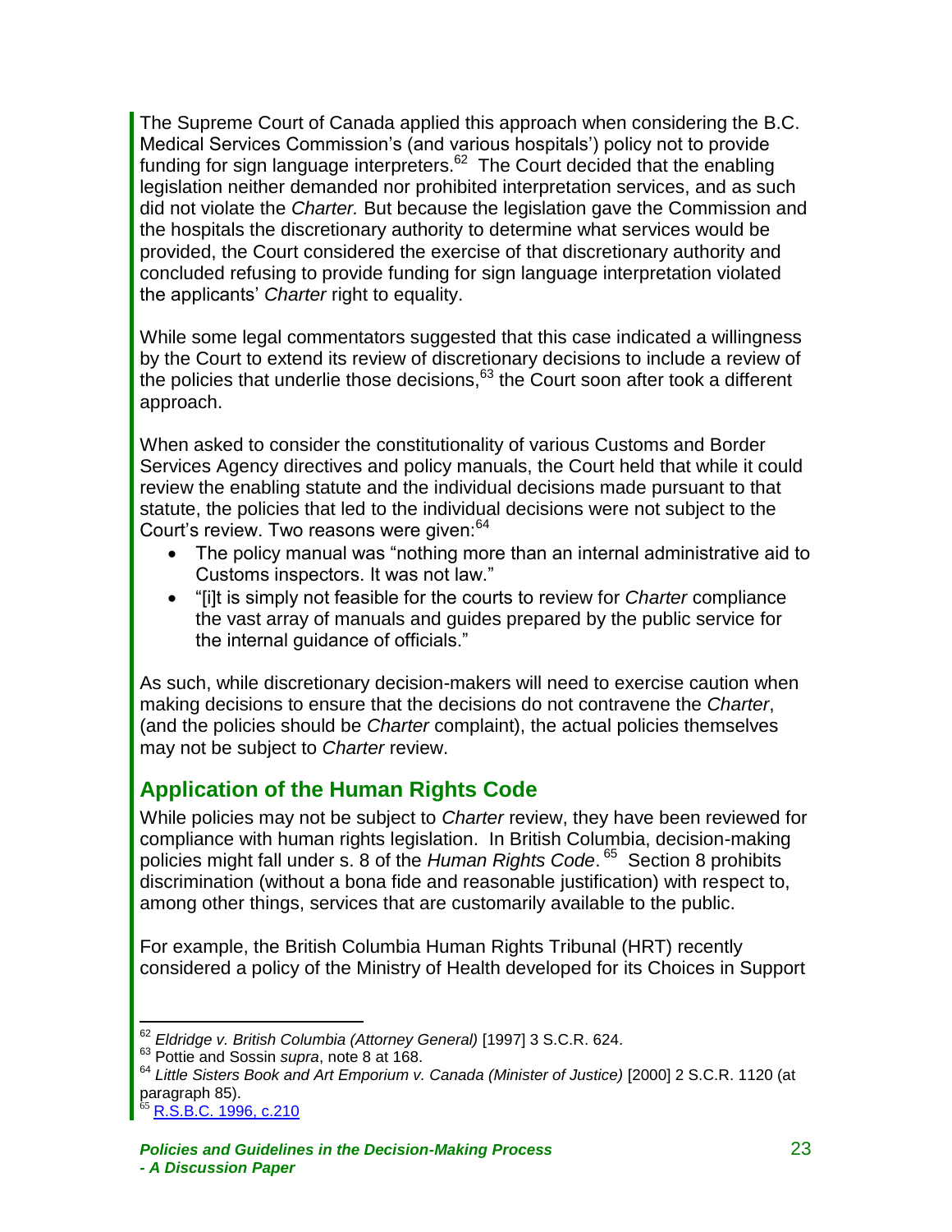The Supreme Court of Canada applied this approach when considering the B.C. Medical Services Commission's (and various hospitals') policy not to provide funding for sign language interpreters.[62] The Court decided that the enabling legislation neither demanded nor prohibited interpretation services, and as such did not violate the *Charter.* But because the legislation gave the Commission and the hospitals the discretionary authority to determine what services would be provided, the Court considered the exercise of that discretionary authority and concluded refusing to provide funding for sign language interpretation violated the applicants' *Charter* right to equality.

While some legal commentators suggested that this case indicated a willingness by the Court to extend its review of discretionary decisions to include a review of the policies that underlie those decisions,[63] the Court soon after took a different approach.

When asked to consider the constitutionality of various Customs and Border Services Agency directives and policy manuals, the Court held that while it could review the enabling statute and the individual decisions made pursuant to that statute, the policies that led to the individual decisions were not subject to the Court's review. Two reasons were given:[64]

- The policy manual was "nothing more than an internal administrative aid to Customs inspectors. It was not law."
- "[i]t is simply not feasible for the courts to review for *Charter* compliance the vast array of manuals and guides prepared by the public service for the internal guidance of officials."

As such, while discretionary decision-makers will need to exercise caution when making decisions to ensure that the decisions do not contravene the *Charter*, (and the policies should be *Charter* complaint), the actual policies themselves may not be subject to *Charter* review.

## Application of the Human Rights Code

While policies may not be subject to *Charter* review, they have been reviewed for compliance with human rights legislation. In British Columbia, decision-making policies might fall under s. 8 of the *Human Rights Code*.[65] Section 8 prohibits discrimination (without a bona fide and reasonable justification) with respect to, among other things, services that are customarily available to the public.

For example, the British Columbia Human Rights Tribunal (HRT) recently considered a policy of the Ministry of Health developed for its Choices in Support

---

[62] *Eldridge v. British Columbia (Attorney General)* [1997] 3 S.C.R. 624.

[63] Pottie and Sossin *supra*, note 8 at 168.

[64] *Little Sisters Book and Art Emporium v. Canada (Minister of Justice)* [2000] 2 S.C.R. 1120 (at paragraph 85).

[65] R.S.B.C. 1996, c.210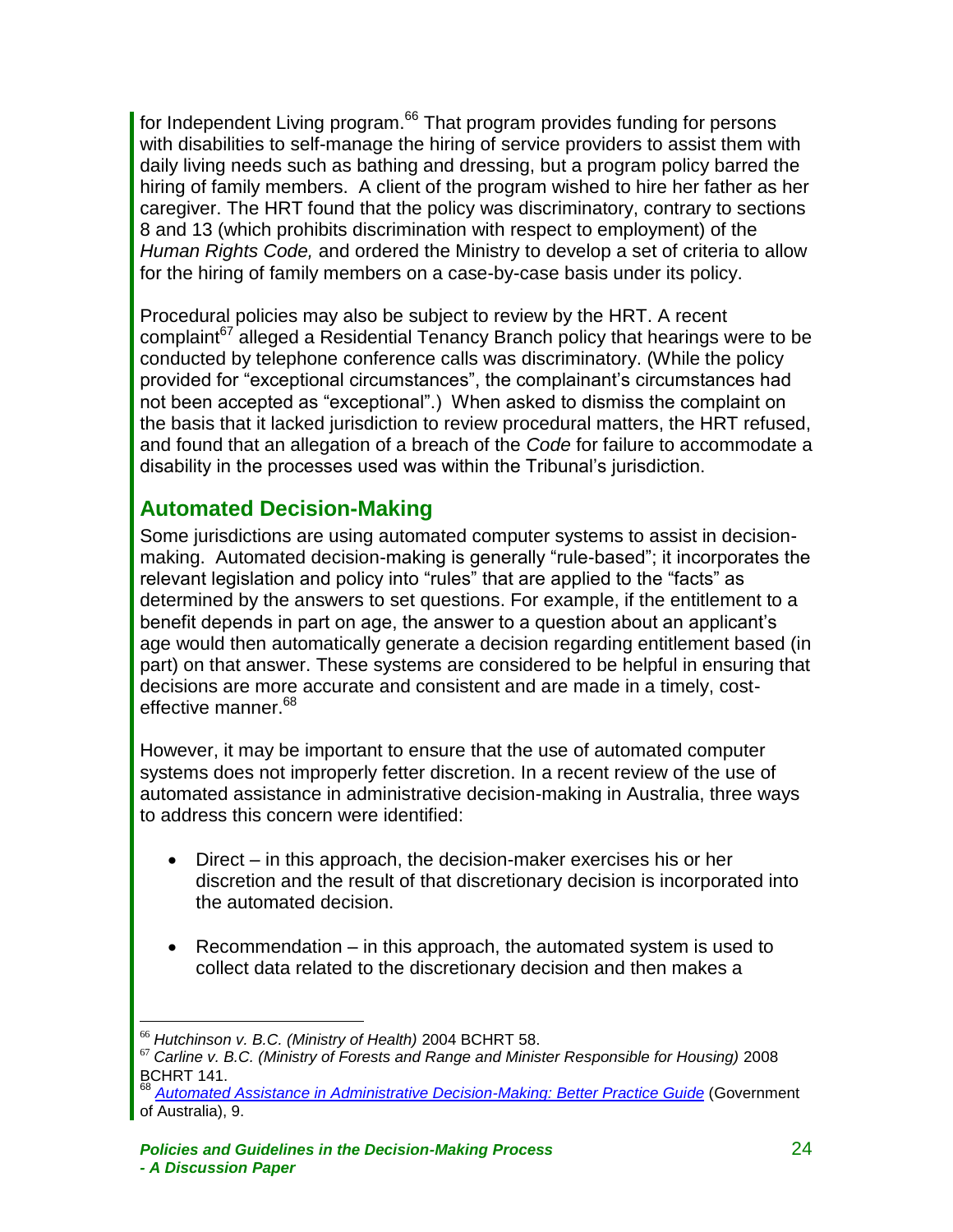for Independent Living program.[66] That program provides funding for persons with disabilities to self-manage the hiring of service providers to assist them with daily living needs such as bathing and dressing, but a program policy barred the hiring of family members. A client of the program wished to hire her father as her caregiver. The HRT found that the policy was discriminatory, contrary to sections 8 and 13 (which prohibits discrimination with respect to employment) of the *Human Rights Code,* and ordered the Ministry to develop a set of criteria to allow for the hiring of family members on a case-by-case basis under its policy.

Procedural policies may also be subject to review by the HRT. A recent complaint[67] alleged a Residential Tenancy Branch policy that hearings were to be conducted by telephone conference calls was discriminatory. (While the policy provided for "exceptional circumstances", the complainant's circumstances had not been accepted as "exceptional".) When asked to dismiss the complaint on the basis that it lacked jurisdiction to review procedural matters, the HRT refused, and found that an allegation of a breach of the *Code* for failure to accommodate a disability in the processes used was within the Tribunal's jurisdiction.

## Automated Decision-Making

Some jurisdictions are using automated computer systems to assist in decision-making. Automated decision-making is generally "rule-based"; it incorporates the relevant legislation and policy into "rules" that are applied to the "facts" as determined by the answers to set questions. For example, if the entitlement to a benefit depends in part on age, the answer to a question about an applicant's age would then automatically generate a decision regarding entitlement based (in part) on that answer. These systems are considered to be helpful in ensuring that decisions are more accurate and consistent and are made in a timely, cost-effective manner.[68]

However, it may be important to ensure that the use of automated computer systems does not improperly fetter discretion. In a recent review of the use of automated assistance in administrative decision-making in Australia, three ways to address this concern were identified:

- Direct – in this approach, the decision-maker exercises his or her discretion and the result of that discretionary decision is incorporated into the automated decision.

- Recommendation – in this approach, the automated system is used to collect data related to the discretionary decision and then makes a

---

[66] *Hutchinson v. B.C. (Ministry of Health)* 2004 BCHRT 58.

[67] *Carline v. B.C. (Ministry of Forests and Range and Minister Responsible for Housing)* 2008 BCHRT 141.

[68] *Automated Assistance in Administrative Decision-Making: Better Practice Guide* (Government of Australia), 9.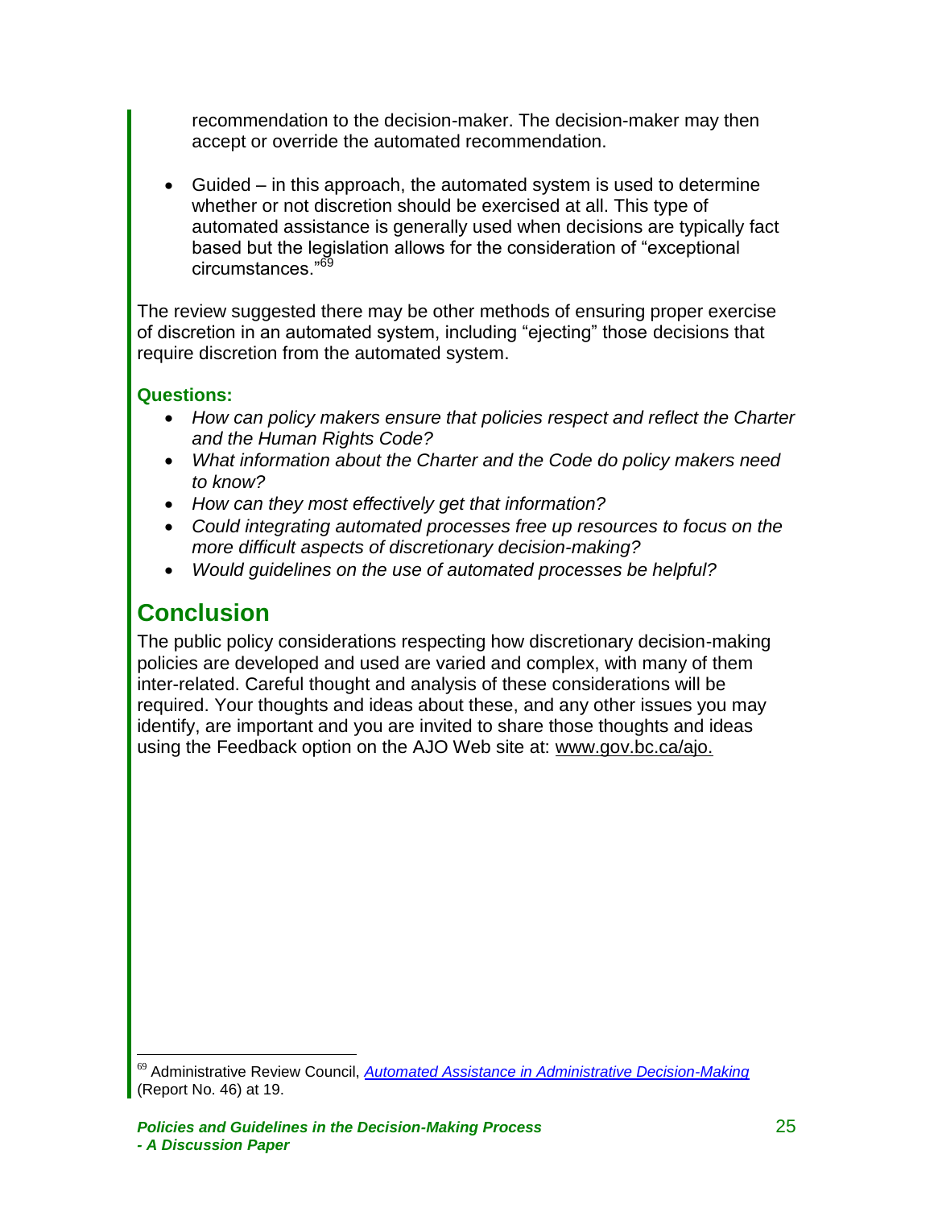recommendation to the decision-maker. The decision-maker may then accept or override the automated recommendation.

- Guided – in this approach, the automated system is used to determine whether or not discretion should be exercised at all. This type of automated assistance is generally used when decisions are typically fact based but the legislation allows for the consideration of "exceptional circumstances."[69]

The review suggested there may be other methods of ensuring proper exercise of discretion in an automated system, including "ejecting" those decisions that require discretion from the automated system.

**Questions:**

- *How can policy makers ensure that policies respect and reflect the Charter and the Human Rights Code?*
- *What information about the Charter and the Code do policy makers need to know?*
- *How can they most effectively get that information?*
- *Could integrating automated processes free up resources to focus on the more difficult aspects of discretionary decision-making?*
- *Would guidelines on the use of automated processes be helpful?*

## Conclusion

The public policy considerations respecting how discretionary decision-making policies are developed and used are varied and complex, with many of them inter-related. Careful thought and analysis of these considerations will be required. Your thoughts and ideas about these, and any other issues you may identify, are important and you are invited to share those thoughts and ideas using the Feedback option on the AJO Web site at: www.gov.bc.ca/ajo.

[69] Administrative Review Council, *Automated Assistance in Administrative Decision-Making* (Report No. 46) at 19.